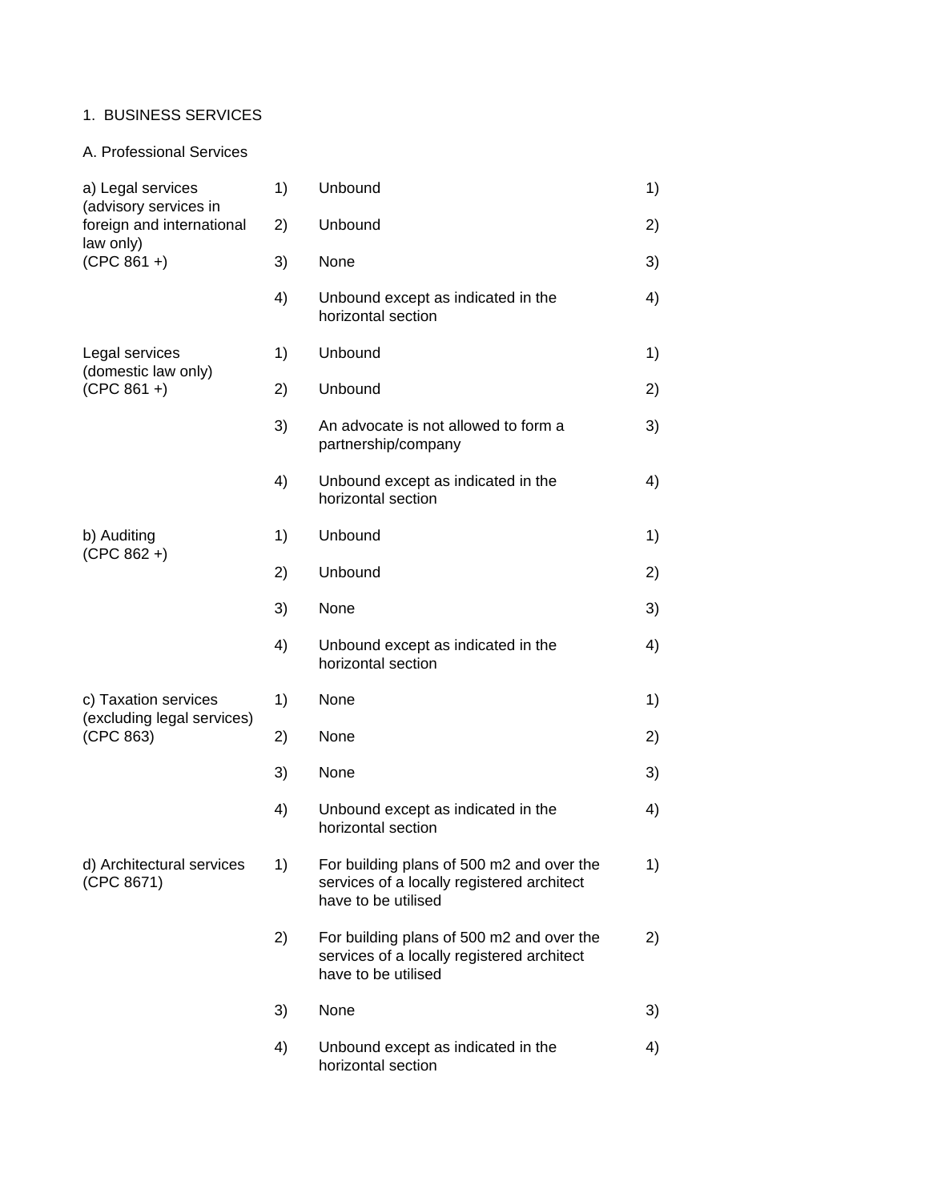1. BUSINESS SERVICES

A. Professional Services

| Sector | Mode | Limitations | Mode |
| --- | --- | --- | --- |
| a) Legal services (advisory services in foreign and international law only) (CPC 861 +) | 1) | Unbound | 1) |
| | 2) | Unbound | 2) |
| | 3) | None | 3) |
| | 4) | Unbound except as indicated in the horizontal section | 4) |
| Legal services (domestic law only) (CPC 861 +) | 1) | Unbound | 1) |
| | 2) | Unbound | 2) |
| | 3) | An advocate is not allowed to form a partnership/company | 3) |
| | 4) | Unbound except as indicated in the horizontal section | 4) |
| b) Auditing (CPC 862 +) | 1) | Unbound | 1) |
| | 2) | Unbound | 2) |
| | 3) | None | 3) |
| | 4) | Unbound except as indicated in the horizontal section | 4) |
| c) Taxation services (excluding legal services) (CPC 863) | 1) | None | 1) |
| | 2) | None | 2) |
| | 3) | None | 3) |
| | 4) | Unbound except as indicated in the horizontal section | 4) |
| d) Architectural services (CPC 8671) | 1) | For building plans of 500 m2 and over the services of a locally registered architect have to be utilised | 1) |
| | 2) | For building plans of 500 m2 and over the services of a locally registered architect have to be utilised | 2) |
| | 3) | None | 3) |
| | 4) | Unbound except as indicated in the horizontal section | 4) |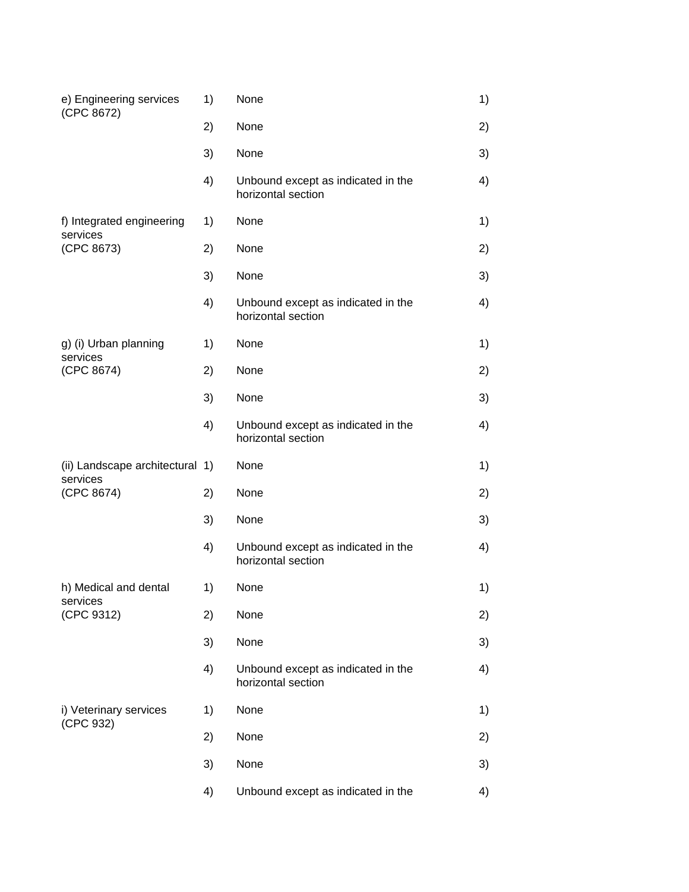| | | | |
|---|---|---|---|
| e) Engineering services (CPC 8672) | 1) | None | 1) |
| | 2) | None | 2) |
| | 3) | None | 3) |
| | 4) | Unbound except as indicated in the horizontal section | 4) |
| f) Integrated engineering services (CPC 8673) | 1) | None | 1) |
| | 2) | None | 2) |
| | 3) | None | 3) |
| | 4) | Unbound except as indicated in the horizontal section | 4) |
| g) (i) Urban planning services (CPC 8674) | 1) | None | 1) |
| | 2) | None | 2) |
| | 3) | None | 3) |
| | 4) | Unbound except as indicated in the horizontal section | 4) |
| (ii) Landscape architectural services (CPC 8674) | 1) | None | 1) |
| | 2) | None | 2) |
| | 3) | None | 3) |
| | 4) | Unbound except as indicated in the horizontal section | 4) |
| h) Medical and dental services (CPC 9312) | 1) | None | 1) |
| | 2) | None | 2) |
| | 3) | None | 3) |
| | 4) | Unbound except as indicated in the horizontal section | 4) |
| i) Veterinary services (CPC 932) | 1) | None | 1) |
| | 2) | None | 2) |
| | 3) | None | 3) |
| | 4) | Unbound except as indicated in the | 4) |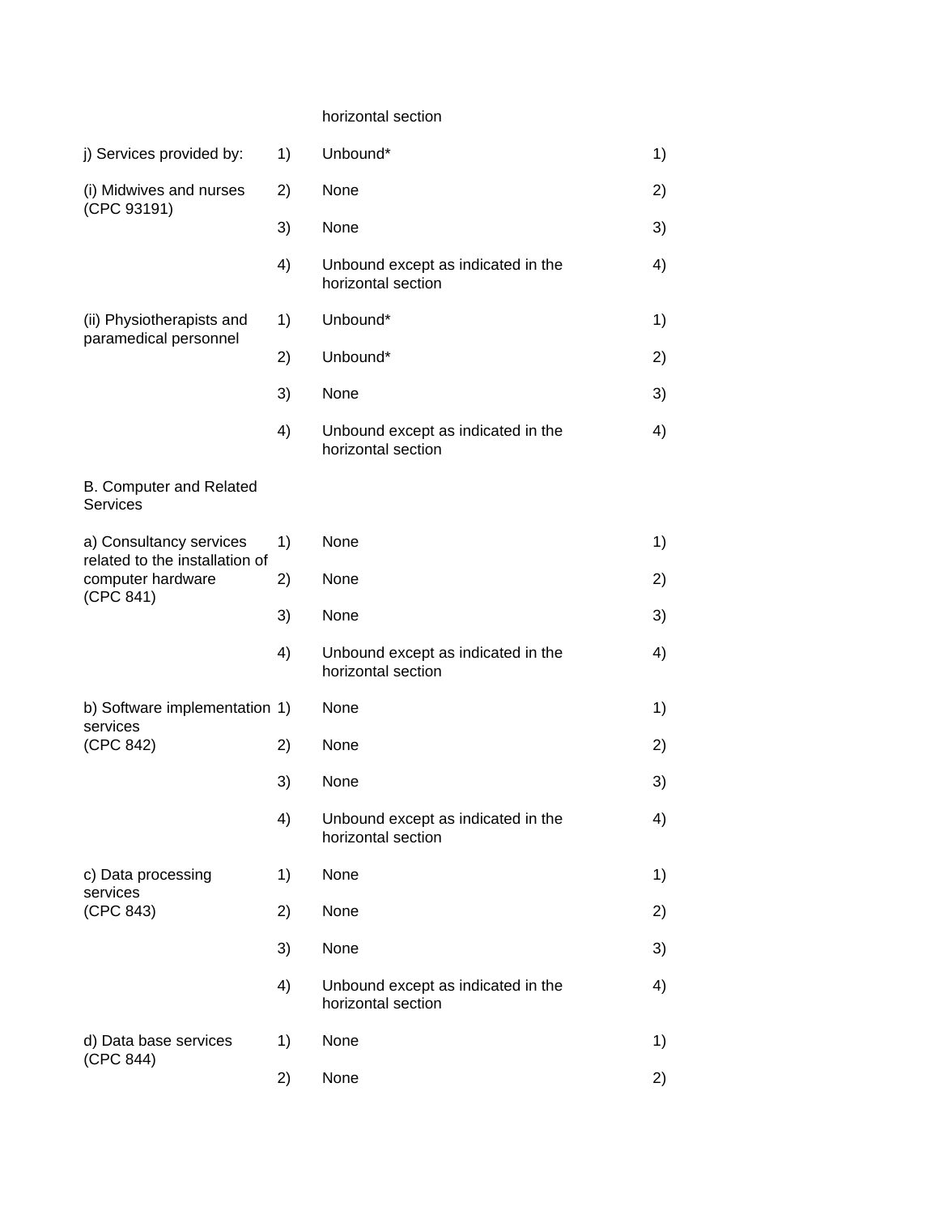| | | horizontal section | |
|---|---|---|---|
| j) Services provided by: | 1) | Unbound* | 1) |
| (i) Midwives and nurses (CPC 93191) | 2) | None | 2) |
| | 3) | None | 3) |
| | 4) | Unbound except as indicated in the horizontal section | 4) |
| (ii) Physiotherapists and paramedical personnel | 1) | Unbound* | 1) |
| | 2) | Unbound* | 2) |
| | 3) | None | 3) |
| | 4) | Unbound except as indicated in the horizontal section | 4) |
| B. Computer and Related Services | | | |
| a) Consultancy services related to the installation of computer hardware (CPC 841) | 1) | None | 1) |
| | 2) | None | 2) |
| | 3) | None | 3) |
| | 4) | Unbound except as indicated in the horizontal section | 4) |
| b) Software implementation services (CPC 842) | 1) | None | 1) |
| | 2) | None | 2) |
| | 3) | None | 3) |
| | 4) | Unbound except as indicated in the horizontal section | 4) |
| c) Data processing services (CPC 843) | 1) | None | 1) |
| | 2) | None | 2) |
| | 3) | None | 3) |
| | 4) | Unbound except as indicated in the horizontal section | 4) |
| d) Data base services (CPC 844) | 1) | None | 1) |
| | 2) | None | 2) |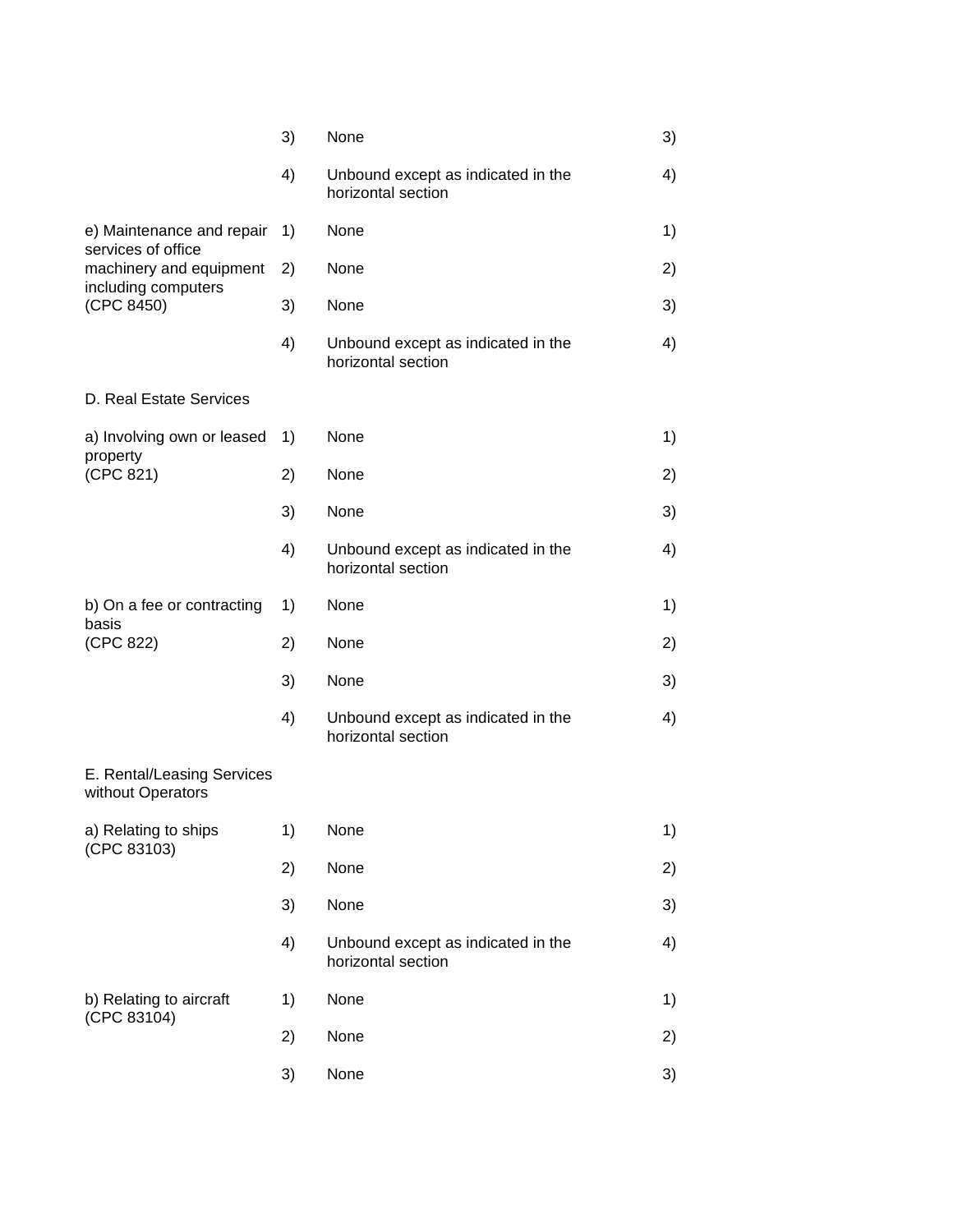| | | | |
|---|---|---|---|
| | 3) | None | 3) |
| | 4) | Unbound except as indicated in the horizontal section | 4) |
| e) Maintenance and repair services of office machinery and equipment including computers (CPC 8450) | 1) | None | 1) |
| | 2) | None | 2) |
| | 3) | None | 3) |
| | 4) | Unbound except as indicated in the horizontal section | 4) |
| D. Real Estate Services | | | |
| a) Involving own or leased property (CPC 821) | 1) | None | 1) |
| | 2) | None | 2) |
| | 3) | None | 3) |
| | 4) | Unbound except as indicated in the horizontal section | 4) |
| b) On a fee or contracting basis (CPC 822) | 1) | None | 1) |
| | 2) | None | 2) |
| | 3) | None | 3) |
| | 4) | Unbound except as indicated in the horizontal section | 4) |
| E. Rental/Leasing Services without Operators | | | |
| a) Relating to ships (CPC 83103) | 1) | None | 1) |
| | 2) | None | 2) |
| | 3) | None | 3) |
| | 4) | Unbound except as indicated in the horizontal section | 4) |
| b) Relating to aircraft (CPC 83104) | 1) | None | 1) |
| | 2) | None | 2) |
| | 3) | None | 3) |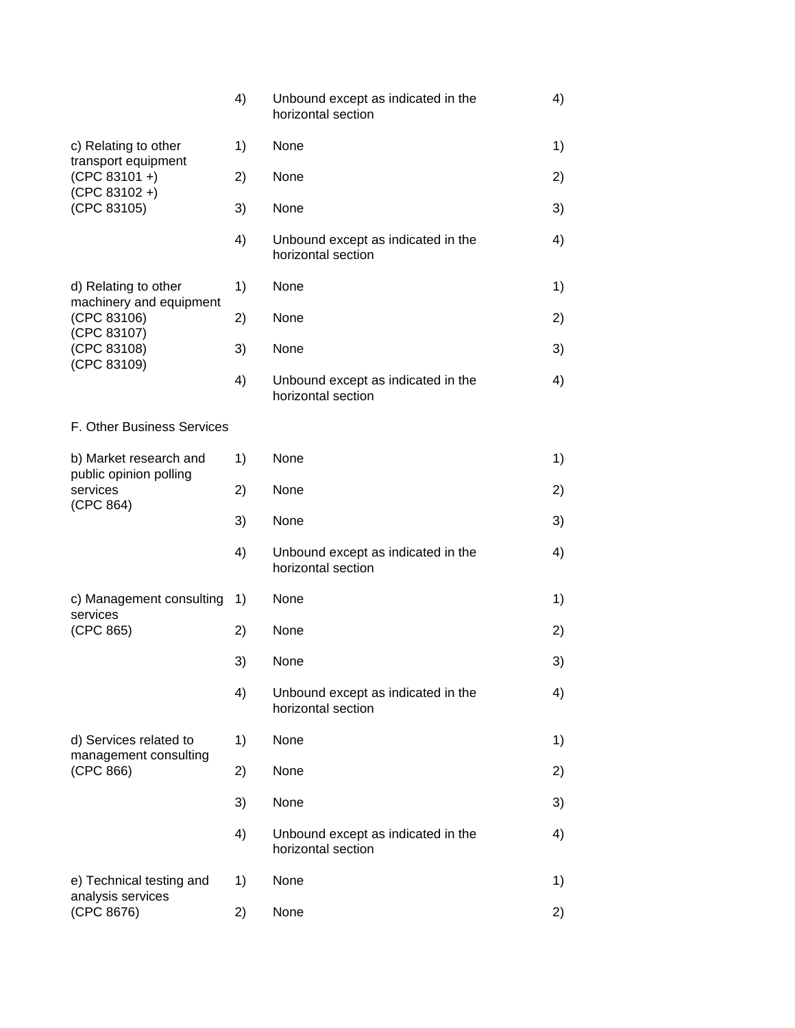| | | | |
|---|---|---|---|
| | 4) | Unbound except as indicated in the horizontal section | 4) |
| c) Relating to other transport equipment (CPC 83101 +) (CPC 83102 +) (CPC 83105) | 1) | None | 1) |
| | 2) | None | 2) |
| | 3) | None | 3) |
| | 4) | Unbound except as indicated in the horizontal section | 4) |
| d) Relating to other machinery and equipment (CPC 83106) (CPC 83107) (CPC 83108) (CPC 83109) | 1) | None | 1) |
| | 2) | None | 2) |
| | 3) | None | 3) |
| | 4) | Unbound except as indicated in the horizontal section | 4) |
| F. Other Business Services | | | |
| b) Market research and public opinion polling services (CPC 864) | 1) | None | 1) |
| | 2) | None | 2) |
| | 3) | None | 3) |
| | 4) | Unbound except as indicated in the horizontal section | 4) |
| c) Management consulting services (CPC 865) | 1) | None | 1) |
| | 2) | None | 2) |
| | 3) | None | 3) |
| | 4) | Unbound except as indicated in the horizontal section | 4) |
| d) Services related to management consulting (CPC 866) | 1) | None | 1) |
| | 2) | None | 2) |
| | 3) | None | 3) |
| | 4) | Unbound except as indicated in the horizontal section | 4) |
| e) Technical testing and analysis services (CPC 8676) | 1) | None | 1) |
| | 2) | None | 2) |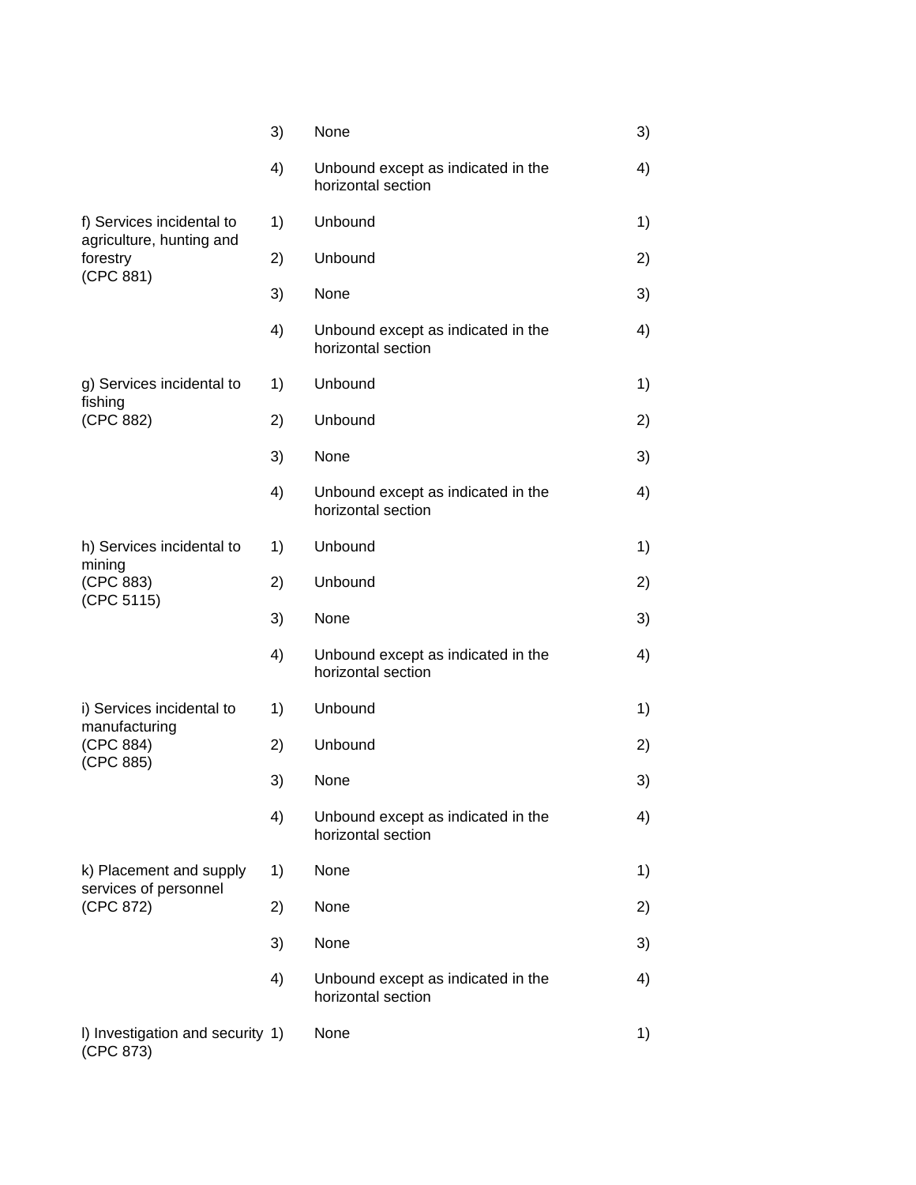| Sector or sub-sector | | Limitations on market access | | Limitations on national treatment |
|---|---|---|---|---|
| | 3) | None | 3) | |
| | 4) | Unbound except as indicated in the horizontal section | 4) | |
| f) Services incidental to agriculture, hunting and forestry (CPC 881) | 1) | Unbound | 1) | |
| | 2) | Unbound | 2) | |
| | 3) | None | 3) | |
| | 4) | Unbound except as indicated in the horizontal section | 4) | |
| g) Services incidental to fishing (CPC 882) | 1) | Unbound | 1) | |
| | 2) | Unbound | 2) | |
| | 3) | None | 3) | |
| | 4) | Unbound except as indicated in the horizontal section | 4) | |
| h) Services incidental to mining (CPC 883) (CPC 5115) | 1) | Unbound | 1) | |
| | 2) | Unbound | 2) | |
| | 3) | None | 3) | |
| | 4) | Unbound except as indicated in the horizontal section | 4) | |
| i) Services incidental to manufacturing (CPC 884) (CPC 885) | 1) | Unbound | 1) | |
| | 2) | Unbound | 2) | |
| | 3) | None | 3) | |
| | 4) | Unbound except as indicated in the horizontal section | 4) | |
| k) Placement and supply services of personnel (CPC 872) | 1) | None | 1) | |
| | 2) | None | 2) | |
| | 3) | None | 3) | |
| | 4) | Unbound except as indicated in the horizontal section | 4) | |
| l) Investigation and security (CPC 873) | 1) | None | 1) | |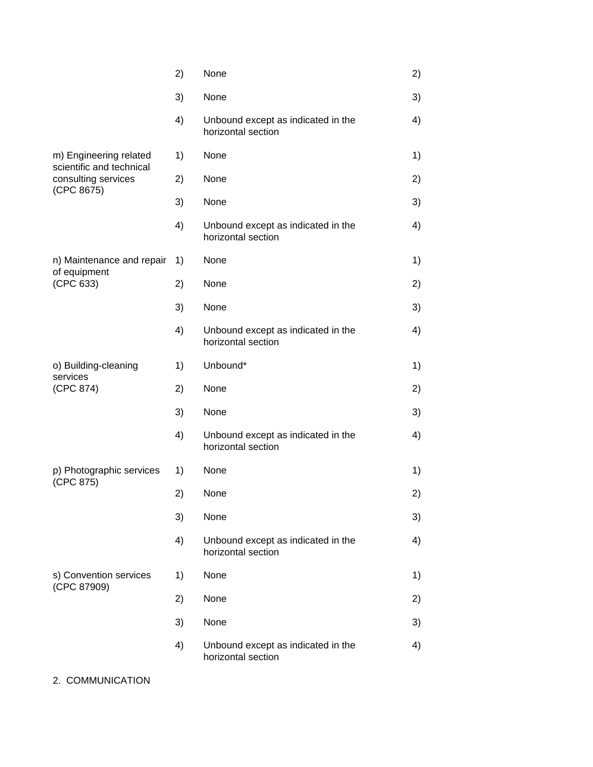| | | | |
|---|---|---|---|
| | 2) | None | 2) |
| | 3) | None | 3) |
| | 4) | Unbound except as indicated in the horizontal section | 4) |
| m) Engineering related scientific and technical consulting services (CPC 8675) | 1) | None | 1) |
| | 2) | None | 2) |
| | 3) | None | 3) |
| | 4) | Unbound except as indicated in the horizontal section | 4) |
| n) Maintenance and repair of equipment (CPC 633) | 1) | None | 1) |
| | 2) | None | 2) |
| | 3) | None | 3) |
| | 4) | Unbound except as indicated in the horizontal section | 4) |
| o) Building-cleaning services (CPC 874) | 1) | Unbound* | 1) |
| | 2) | None | 2) |
| | 3) | None | 3) |
| | 4) | Unbound except as indicated in the horizontal section | 4) |
| p) Photographic services (CPC 875) | 1) | None | 1) |
| | 2) | None | 2) |
| | 3) | None | 3) |
| | 4) | Unbound except as indicated in the horizontal section | 4) |
| s) Convention services (CPC 87909) | 1) | None | 1) |
| | 2) | None | 2) |
| | 3) | None | 3) |
| | 4) | Unbound except as indicated in the horizontal section | 4) |

2. COMMUNICATION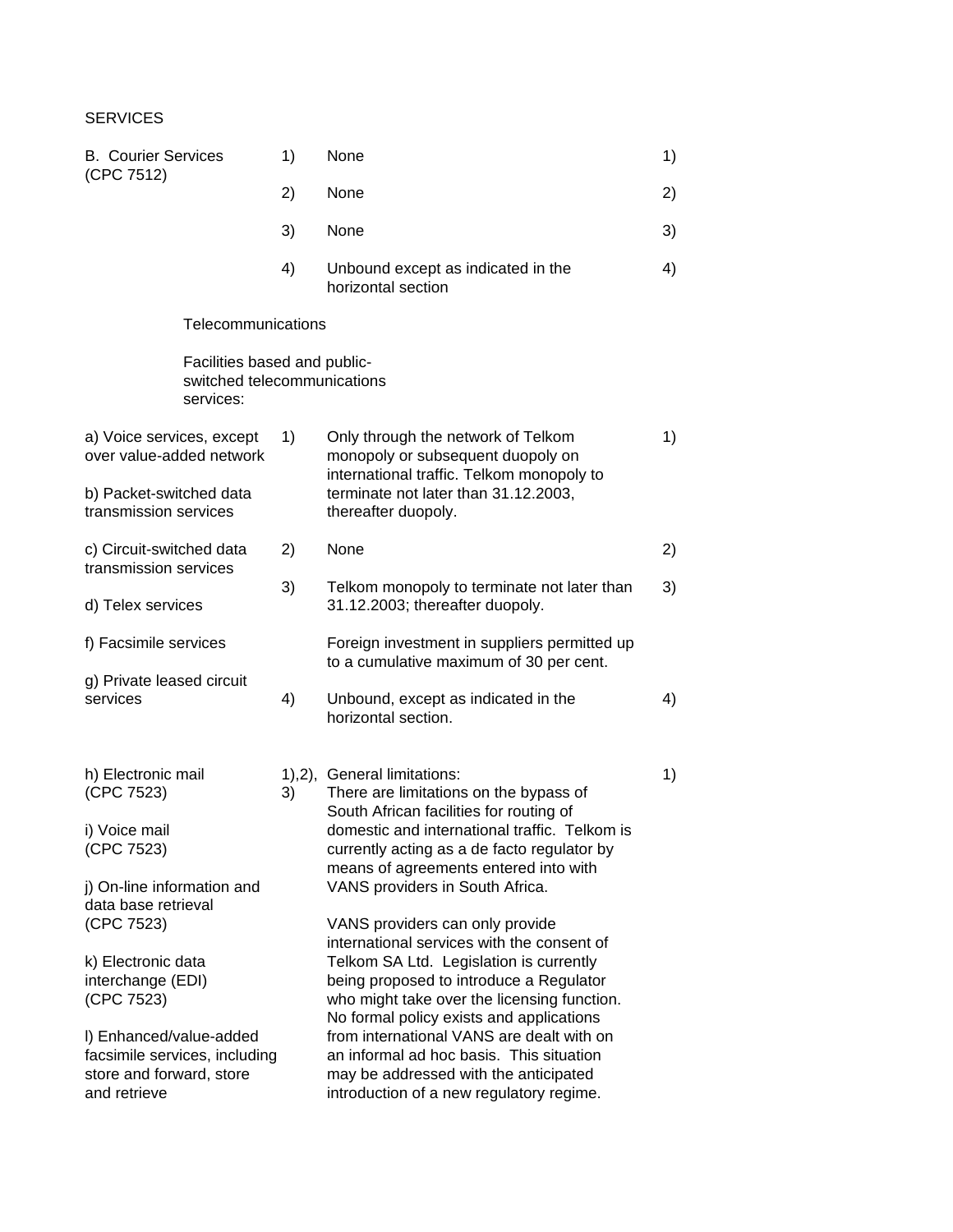SERVICES

| | | | |
|---|---|---|---|
| B. Courier Services (CPC 7512) | 1) | None | 1) |
| | 2) | None | 2) |
| | 3) | None | 3) |
| | 4) | Unbound except as indicated in the horizontal section | 4) |
| Telecommunications | | | |
| Facilities based and public-switched telecommunications services: | | | |
| a) Voice services, except over value-added network<br><br>b) Packet-switched data transmission services | 1) | Only through the network of Telkom monopoly or subsequent duopoly on international traffic. Telkom monopoly to terminate not later than 31.12.2003, thereafter duopoly. | 1) |
| c) Circuit-switched data transmission services | 2) | None | 2) |
| d) Telex services<br><br>f) Facsimile services | 3) | Telkom monopoly to terminate not later than 31.12.2003; thereafter duopoly.<br><br>Foreign investment in suppliers permitted up to a cumulative maximum of 30 per cent. | 3) |
| g) Private leased circuit services | 4) | Unbound, except as indicated in the horizontal section. | 4) |
| h) Electronic mail (CPC 7523)<br><br>i) Voice mail (CPC 7523)<br><br>j) On-line information and data base retrieval (CPC 7523)<br><br>k) Electronic data interchange (EDI) (CPC 7523)<br><br>l) Enhanced/value-added facsimile services, including store and forward, store and retrieve | 1),2), 3) | General limitations:<br>There are limitations on the bypass of South African facilities for routing of domestic and international traffic. Telkom is currently acting as a de facto regulator by means of agreements entered into with VANS providers in South Africa.<br><br>VANS providers can only provide international services with the consent of Telkom SA Ltd. Legislation is currently being proposed to introduce a Regulator who might take over the licensing function. No formal policy exists and applications from international VANS are dealt with on an informal ad hoc basis. This situation may be addressed with the anticipated introduction of a new regulatory regime. | 1) |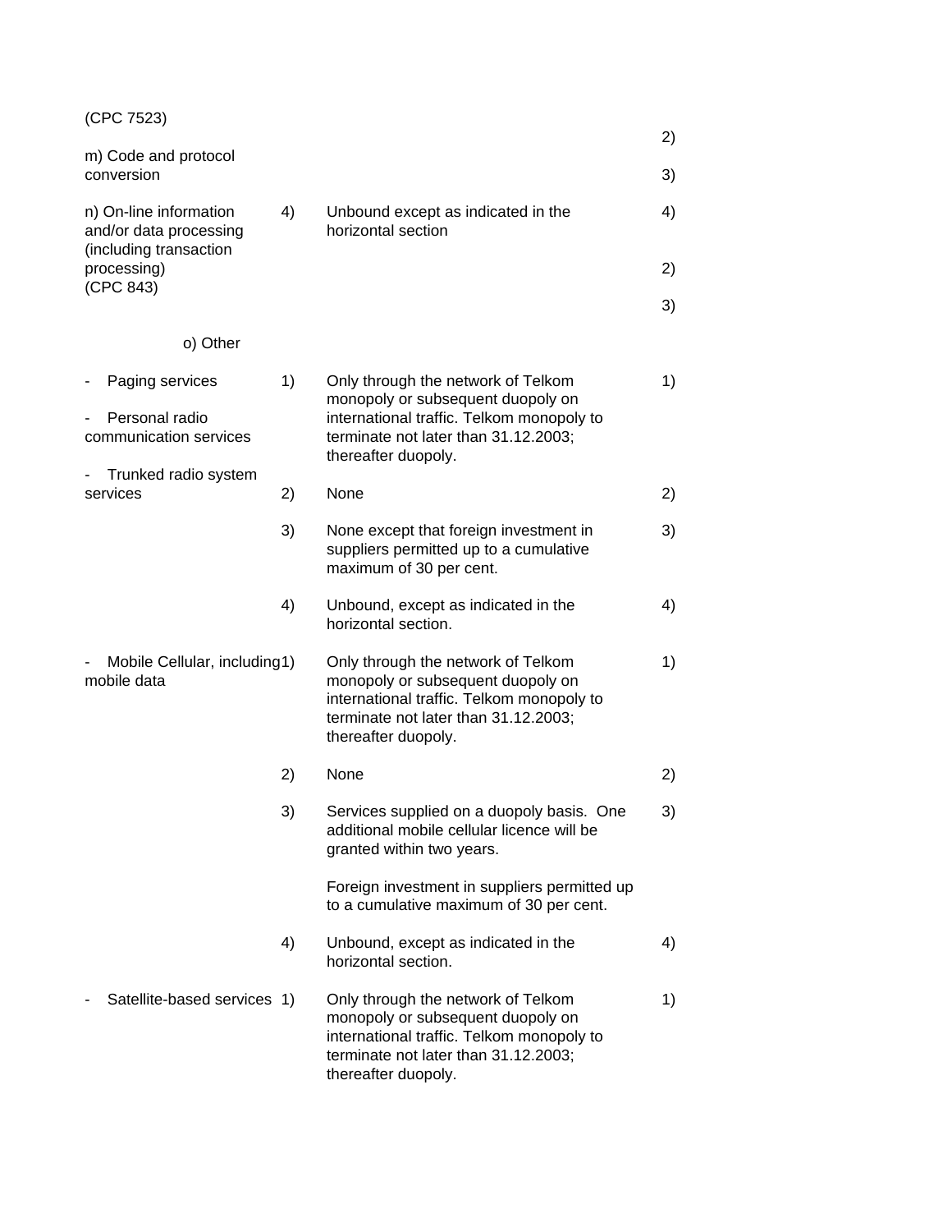| | | | |
|---|---|---|---|
| (CPC 7523) | | | |
| | | | 2) |
| m) Code and protocol conversion | | | 3) |
| n) On-line information and/or data processing (including transaction processing) (CPC 843) | 4) | Unbound except as indicated in the horizontal section | 4) |
| | | | 2) |
| | | | 3) |
| o) Other | | | |
| - Paging services<br>- Personal radio communication services<br>- Trunked radio system services | 1) | Only through the network of Telkom monopoly or subsequent duopoly on international traffic. Telkom monopoly to terminate not later than 31.12.2003; thereafter duopoly. | 1) |
| | 2) | None | 2) |
| | 3) | None except that foreign investment in suppliers permitted up to a cumulative maximum of 30 per cent. | 3) |
| | 4) | Unbound, except as indicated in the horizontal section. | 4) |
| - Mobile Cellular, including mobile data | 1) | Only through the network of Telkom monopoly or subsequent duopoly on international traffic. Telkom monopoly to terminate not later than 31.12.2003; thereafter duopoly. | 1) |
| | 2) | None | 2) |
| | 3) | Services supplied on a duopoly basis. One additional mobile cellular licence will be granted within two years.<br><br>Foreign investment in suppliers permitted up to a cumulative maximum of 30 per cent. | 3) |
| | 4) | Unbound, except as indicated in the horizontal section. | 4) |
| - Satellite-based services | 1) | Only through the network of Telkom monopoly or subsequent duopoly on international traffic. Telkom monopoly to terminate not later than 31.12.2003; thereafter duopoly. | 1) |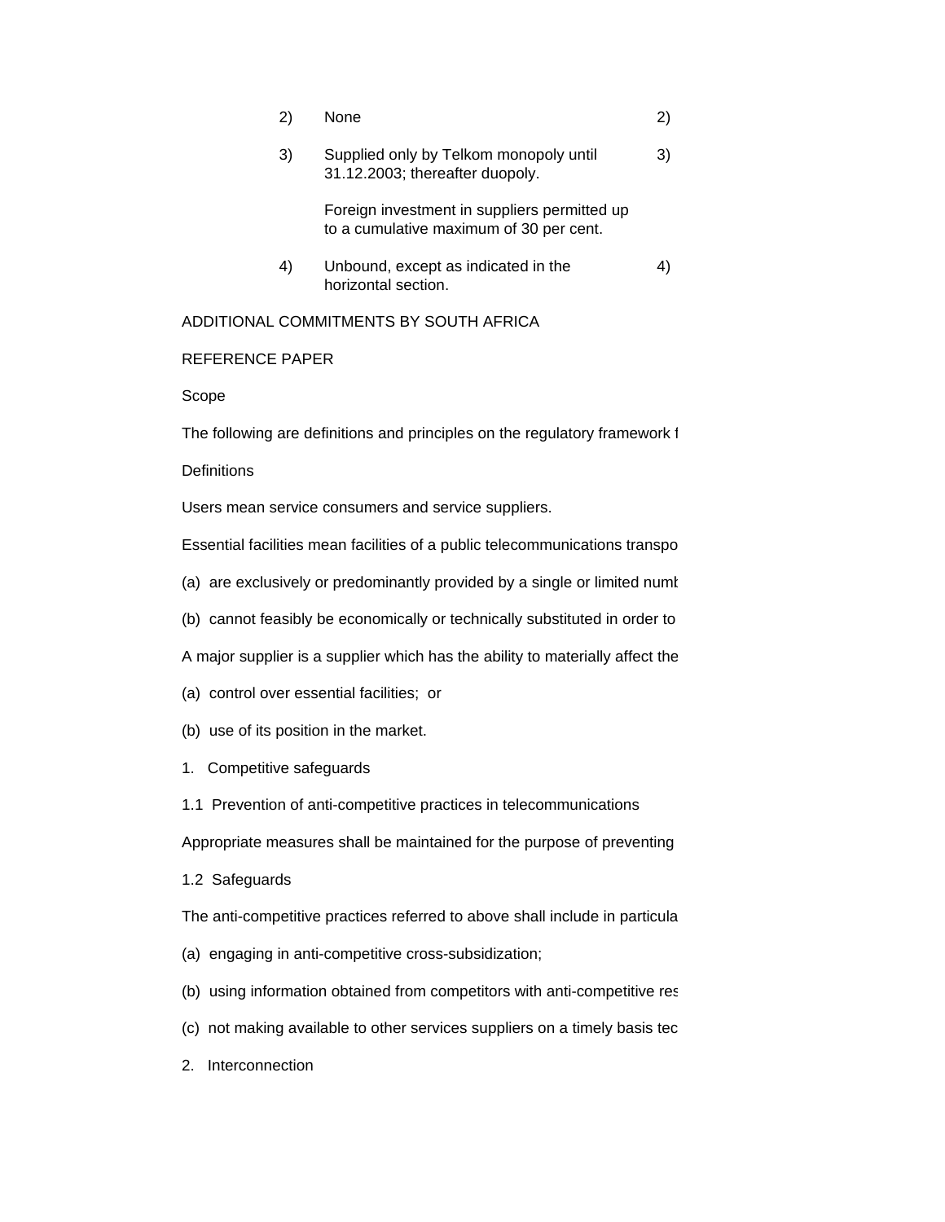| | | | |
|---|---|---|---|
| 2) | None | 2) | |
| 3) | Supplied only by Telkom monopoly until 31.12.2003; thereafter duopoly.<br><br>Foreign investment in suppliers permitted up to a cumulative maximum of 30 per cent. | 3) | |
| 4) | Unbound, except as indicated in the horizontal section. | 4) | |

ADDITIONAL COMMITMENTS BY SOUTH AFRICA

REFERENCE PAPER

Scope

The following are definitions and principles on the regulatory framework f

Definitions

Users mean service consumers and service suppliers.

Essential facilities mean facilities of a public telecommunications transpo

(a) are exclusively or predominantly provided by a single or limited numb

(b) cannot feasibly be economically or technically substituted in order to

A major supplier is a supplier which has the ability to materially affect the

(a) control over essential facilities; or

(b) use of its position in the market.

1. Competitive safeguards

1.1 Prevention of anti-competitive practices in telecommunications

Appropriate measures shall be maintained for the purpose of preventing

1.2 Safeguards

The anti-competitive practices referred to above shall include in particula

(a) engaging in anti-competitive cross-subsidization;

(b) using information obtained from competitors with anti-competitive res

(c) not making available to other services suppliers on a timely basis tec

2. Interconnection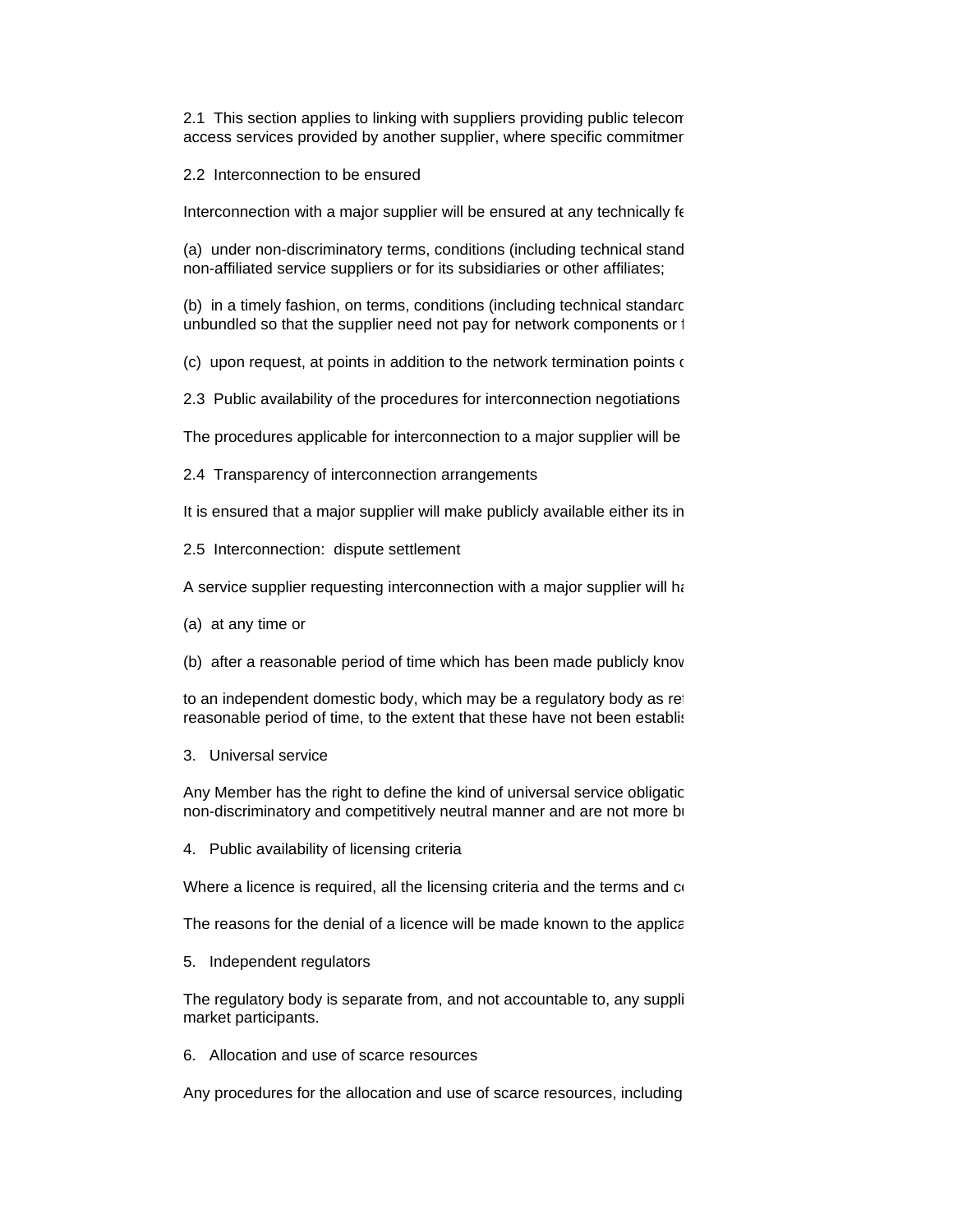2.1 This section applies to linking with suppliers providing public telecom access services provided by another supplier, where specific commitmer

2.2 Interconnection to be ensured

Interconnection with a major supplier will be ensured at any technically fe

(a) under non-discriminatory terms, conditions (including technical stand non-affiliated service suppliers or for its subsidiaries or other affiliates;

(b) in a timely fashion, on terms, conditions (including technical standarc unbundled so that the supplier need not pay for network components or t

(c) upon request, at points in addition to the network termination points c

2.3 Public availability of the procedures for interconnection negotiations

The procedures applicable for interconnection to a major supplier will be

2.4 Transparency of interconnection arrangements

It is ensured that a major supplier will make publicly available either its in

2.5 Interconnection: dispute settlement

A service supplier requesting interconnection with a major supplier will ha

(a) at any time or

(b) after a reasonable period of time which has been made publicly know

to an independent domestic body, which may be a regulatory body as ref reasonable period of time, to the extent that these have not been establis

3. Universal service

Any Member has the right to define the kind of universal service obligatic non-discriminatory and competitively neutral manner and are not more bu

4. Public availability of licensing criteria

Where a licence is required, all the licensing criteria and the terms and co

The reasons for the denial of a licence will be made known to the applica

5. Independent regulators

The regulatory body is separate from, and not accountable to, any suppli market participants.

6. Allocation and use of scarce resources

Any procedures for the allocation and use of scarce resources, including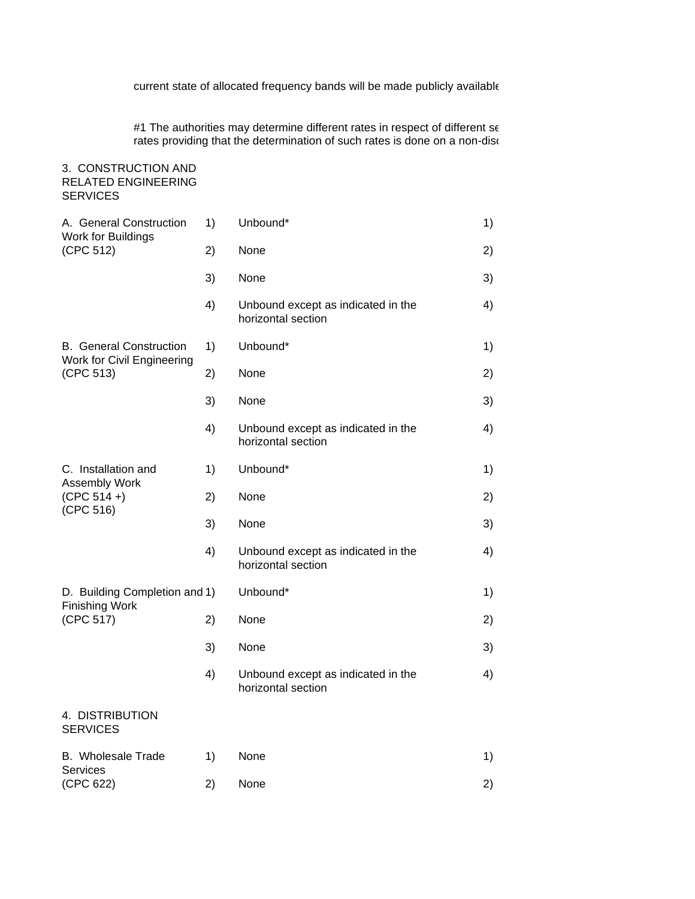current state of allocated frequency bands will be made publicly available

#1 The authorities may determine different rates in respect of different se
rates providing that the determination of such rates is done on a non-disc

| | | | |
|---|---|---|---|
| 3. CONSTRUCTION AND RELATED ENGINEERING SERVICES | | | |
| A. General Construction Work for Buildings (CPC 512) | 1) | Unbound* | 1) |
| | 2) | None | 2) |
| | 3) | None | 3) |
| | 4) | Unbound except as indicated in the horizontal section | 4) |
| B. General Construction Work for Civil Engineering (CPC 513) | 1) | Unbound* | 1) |
| | 2) | None | 2) |
| | 3) | None | 3) |
| | 4) | Unbound except as indicated in the horizontal section | 4) |
| C. Installation and Assembly Work (CPC 514 +) (CPC 516) | 1) | Unbound* | 1) |
| | 2) | None | 2) |
| | 3) | None | 3) |
| | 4) | Unbound except as indicated in the horizontal section | 4) |
| D. Building Completion and Finishing Work (CPC 517) | 1) | Unbound* | 1) |
| | 2) | None | 2) |
| | 3) | None | 3) |
| | 4) | Unbound except as indicated in the horizontal section | 4) |
| 4. DISTRIBUTION SERVICES | | | |
| B. Wholesale Trade Services (CPC 622) | 1) | None | 1) |
| | 2) | None | 2) |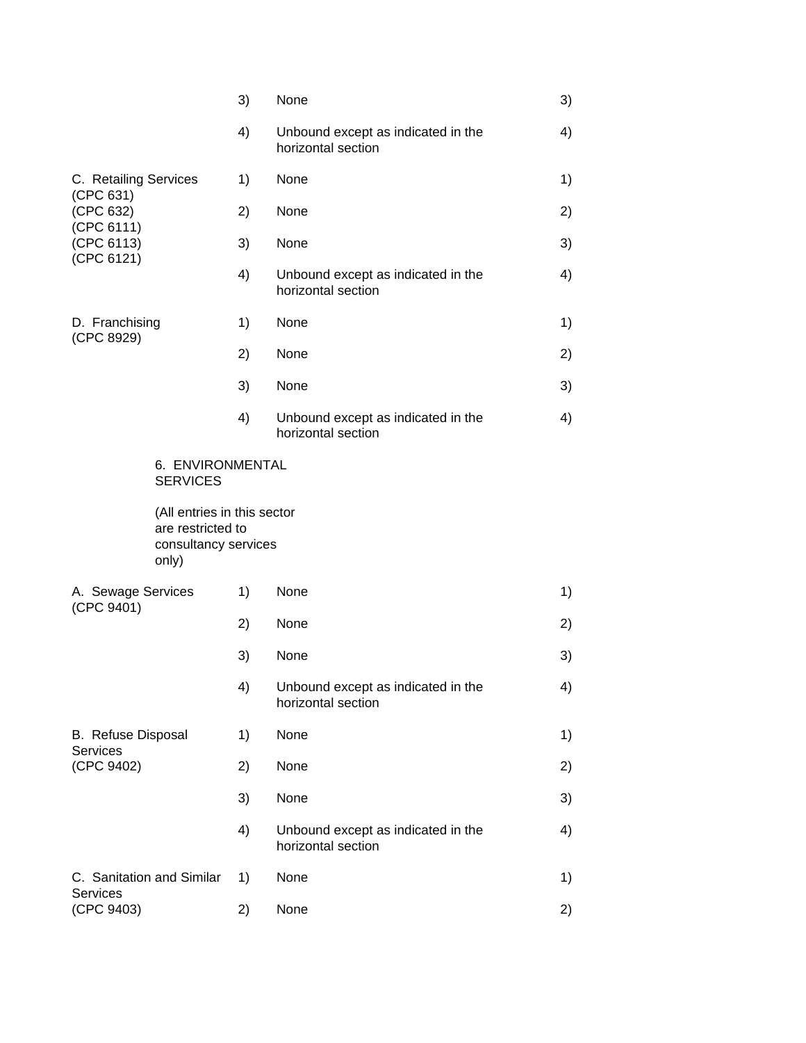| | | | |
|---|---|---|---|
| | 3) | None | 3) |
| | 4) | Unbound except as indicated in the horizontal section | 4) |
| C. Retailing Services (CPC 631) (CPC 632) (CPC 6111) (CPC 6113) (CPC 6121) | 1) | None | 1) |
| | 2) | None | 2) |
| | 3) | None | 3) |
| | 4) | Unbound except as indicated in the horizontal section | 4) |
| D. Franchising (CPC 8929) | 1) | None | 1) |
| | 2) | None | 2) |
| | 3) | None | 3) |
| | 4) | Unbound except as indicated in the horizontal section | 4) |
| 6. ENVIRONMENTAL SERVICES | | | |
| (All entries in this sector are restricted to consultancy services only) | | | |
| A. Sewage Services (CPC 9401) | 1) | None | 1) |
| | 2) | None | 2) |
| | 3) | None | 3) |
| | 4) | Unbound except as indicated in the horizontal section | 4) |
| B. Refuse Disposal Services (CPC 9402) | 1) | None | 1) |
| | 2) | None | 2) |
| | 3) | None | 3) |
| | 4) | Unbound except as indicated in the horizontal section | 4) |
| C. Sanitation and Similar Services (CPC 9403) | 1) | None | 1) |
| | 2) | None | 2) |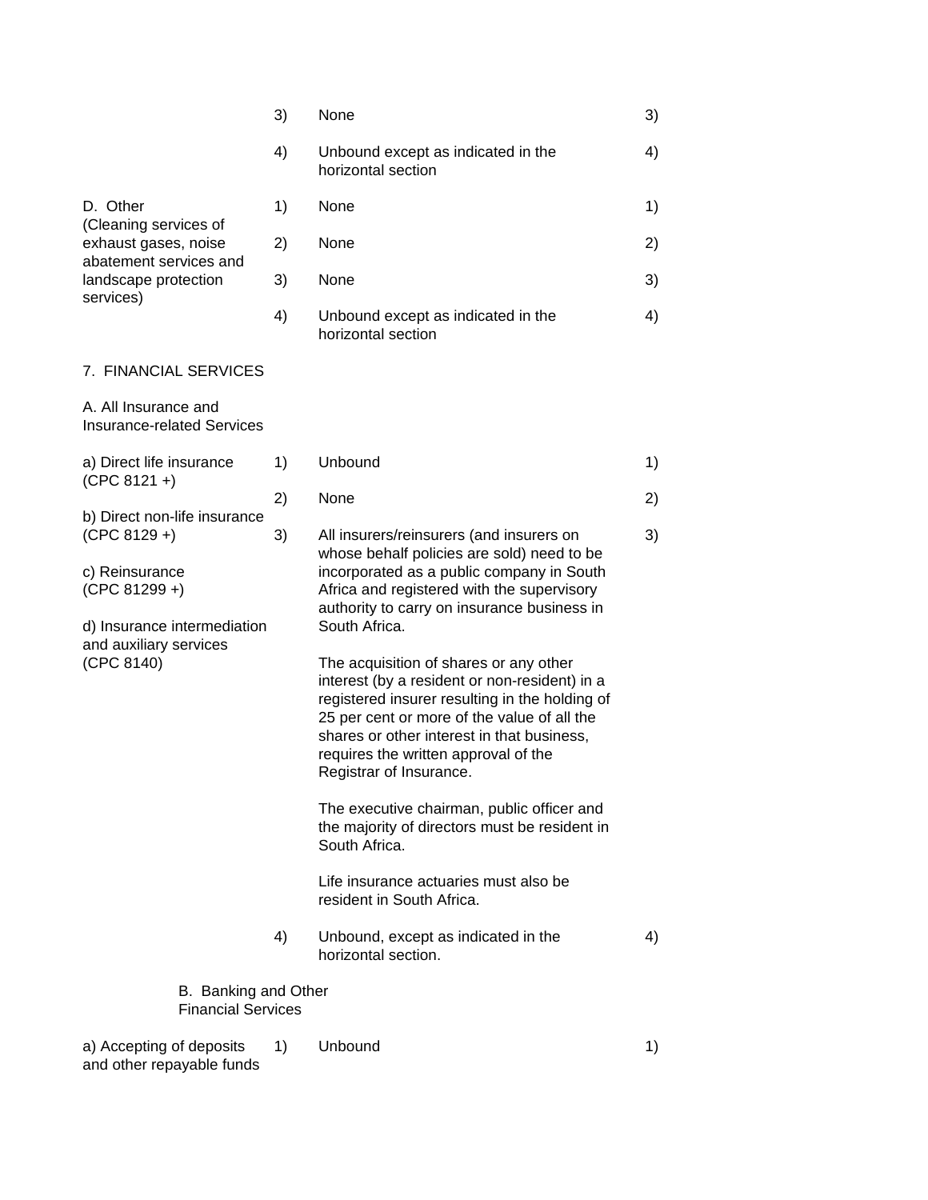| Sector or subsector | Modes of supply | Limitations on market access | | Limitations on national treatment |
|---|---|---|---|---|
| | 3) | None | 3) | |
| | 4) | Unbound except as indicated in the horizontal section | 4) | |
| D. Other (Cleaning services of exhaust gases, noise abatement services and landscape protection services) | 1) | None | 1) | |
| | 2) | None | 2) | |
| | 3) | None | 3) | |
| | 4) | Unbound except as indicated in the horizontal section | 4) | |
| 7. FINANCIAL SERVICES | | | | |
| A. All Insurance and Insurance-related Services | | | | |
| a) Direct life insurance (CPC 8121 +)<br><br>b) Direct non-life insurance (CPC 8129 +)<br><br>c) Reinsurance (CPC 81299 +)<br><br>d) Insurance intermediation and auxiliary services (CPC 8140) | 1) | Unbound | 1) | |
| | 2) | None | 2) | |
| | 3) | All insurers/reinsurers (and insurers on whose behalf policies are sold) need to be incorporated as a public company in South Africa and registered with the supervisory authority to carry on insurance business in South Africa.<br><br>The acquisition of shares or any other interest (by a resident or non-resident) in a registered insurer resulting in the holding of 25 per cent or more of the value of all the shares or other interest in that business, requires the written approval of the Registrar of Insurance.<br><br>The executive chairman, public officer and the majority of directors must be resident in South Africa.<br><br>Life insurance actuaries must also be resident in South Africa. | 3) | |
| | 4) | Unbound, except as indicated in the horizontal section. | 4) | |
| B. Banking and Other Financial Services | | | | |
| a) Accepting of deposits and other repayable funds | 1) | Unbound | 1) | |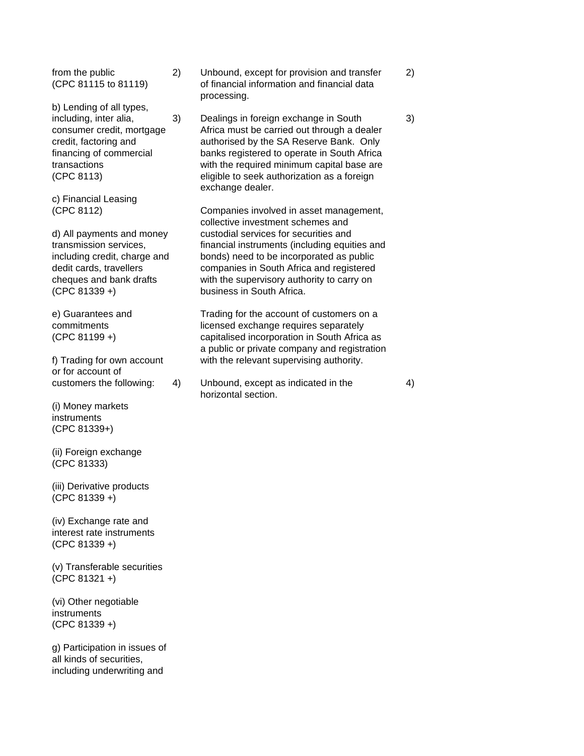| Sector or sub-sector | Limitations on market access | Limitations on national treatment | Additional commitments |
|---|---|---|---|
| from the public<br>(CPC 81115 to 81119)<br><br>b) Lending of all types, including, inter alia, consumer credit, mortgage credit, factoring and financing of commercial transactions<br>(CPC 8113)<br><br>c) Financial Leasing<br>(CPC 8112)<br><br>d) All payments and money transmission services, including credit, charge and dedit cards, travellers cheques and bank drafts<br>(CPC 81339 +)<br><br>e) Guarantees and commitments<br>(CPC 81199 +)<br><br>f) Trading for own account or for account of customers the following:<br><br>(i) Money markets instruments<br>(CPC 81339+)<br><br>(ii) Foreign exchange<br>(CPC 81333)<br><br>(iii) Derivative products<br>(CPC 81339 +)<br><br>(iv) Exchange rate and interest rate instruments<br>(CPC 81339 +)<br><br>(v) Transferable securities<br>(CPC 81321 +)<br><br>(vi) Other negotiable instruments<br>(CPC 81339 +)<br><br>g) Participation in issues of all kinds of securities, including underwriting and | 2) Unbound, except for provision and transfer of financial information and financial data processing.<br><br>3) Dealings in foreign exchange in South Africa must be carried out through a dealer authorised by the SA Reserve Bank. Only banks registered to operate in South Africa with the required minimum capital base are eligible to seek authorization as a foreign exchange dealer.<br><br>Companies involved in asset management, collective investment schemes and custodial services for securities and financial instruments (including equities and bonds) need to be incorporated as public companies in South Africa and registered with the supervisory authority to carry on business in South Africa.<br><br>Trading for the account of customers on a licensed exchange requires separately capitalised incorporation in South Africa as a public or private company and registration with the relevant supervising authority.<br><br>4) Unbound, except as indicated in the horizontal section. | 2)<br><br>3)<br><br>4) | |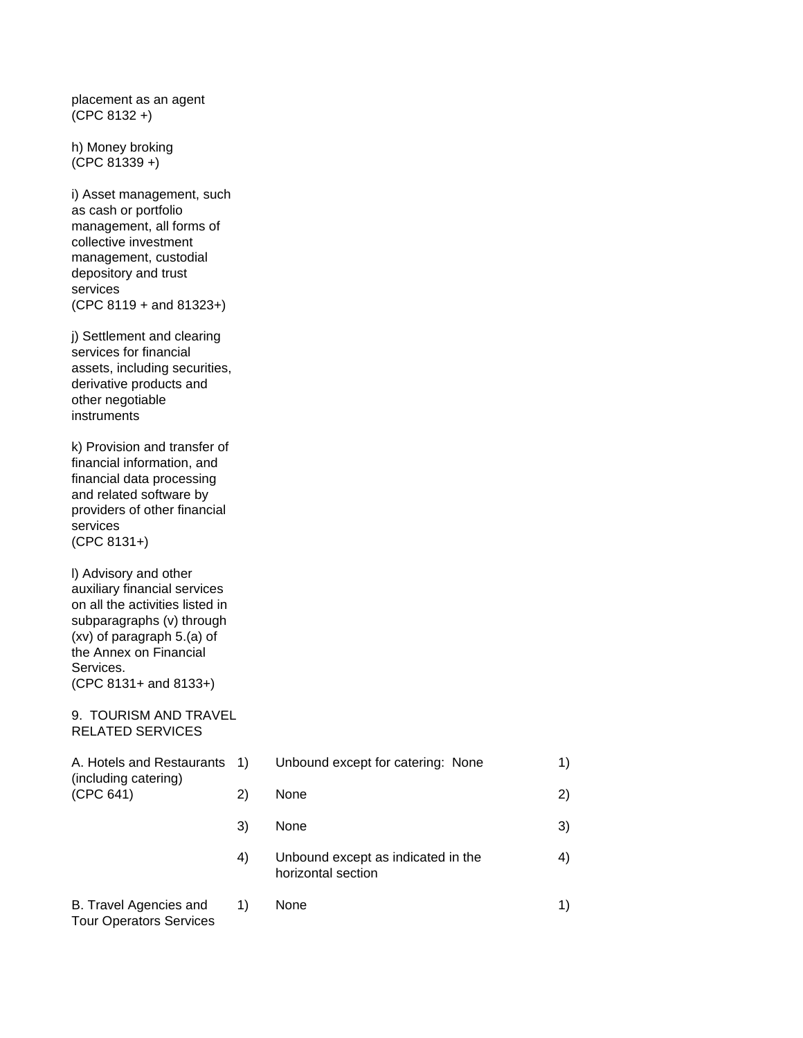| Sector or sub-sector | | Limitations on market access | | Limitations on national treatment |
|---|---|---|---|---|
| placement as an agent (CPC 8132 +) | | | | |
| h) Money broking (CPC 81339 +) | | | | |
| i) Asset management, such as cash or portfolio management, all forms of collective investment management, custodial depository and trust services (CPC 8119 + and 81323+) | | | | |
| j) Settlement and clearing services for financial assets, including securities, derivative products and other negotiable instruments | | | | |
| k) Provision and transfer of financial information, and financial data processing and related software by providers of other financial services (CPC 8131+) | | | | |
| l) Advisory and other auxiliary financial services on all the activities listed in subparagraphs (v) through (xv) of paragraph 5.(a) of the Annex on Financial Services. (CPC 8131+ and 8133+) | | | | |
| 9. TOURISM AND TRAVEL RELATED SERVICES | | | | |
| A. Hotels and Restaurants (including catering) (CPC 641) | 1) | Unbound except for catering: None | 1) | |
| | 2) | None | 2) | |
| | 3) | None | 3) | |
| | 4) | Unbound except as indicated in the horizontal section | 4) | |
| B. Travel Agencies and Tour Operators Services | 1) | None | 1) | |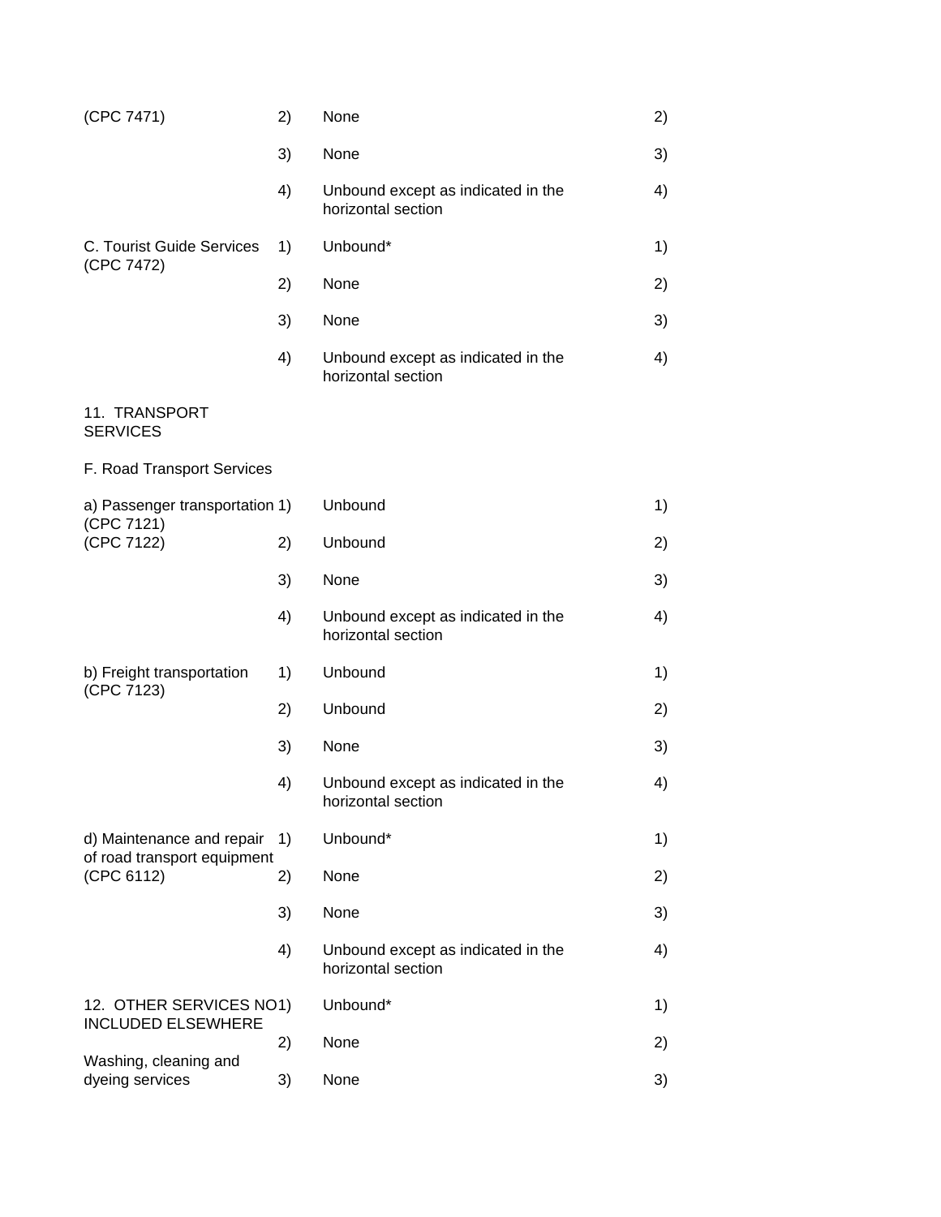| | | | |
|---|---|---|---|
| (CPC 7471) | 2) | None | 2) |
| | 3) | None | 3) |
| | 4) | Unbound except as indicated in the horizontal section | 4) |
| C. Tourist Guide Services (CPC 7472) | 1) | Unbound* | 1) |
| | 2) | None | 2) |
| | 3) | None | 3) |
| | 4) | Unbound except as indicated in the horizontal section | 4) |
| 11. TRANSPORT SERVICES | | | |
| F. Road Transport Services | | | |
| a) Passenger transportation (CPC 7121) (CPC 7122) | 1) | Unbound | 1) |
| | 2) | Unbound | 2) |
| | 3) | None | 3) |
| | 4) | Unbound except as indicated in the horizontal section | 4) |
| b) Freight transportation (CPC 7123) | 1) | Unbound | 1) |
| | 2) | Unbound | 2) |
| | 3) | None | 3) |
| | 4) | Unbound except as indicated in the horizontal section | 4) |
| d) Maintenance and repair of road transport equipment (CPC 6112) | 1) | Unbound* | 1) |
| | 2) | None | 2) |
| | 3) | None | 3) |
| | 4) | Unbound except as indicated in the horizontal section | 4) |
| 12. OTHER SERVICES NOT INCLUDED ELSEWHERE | 1) | Unbound* | 1) |
| | 2) | None | 2) |
| Washing, cleaning and dyeing services | 3) | None | 3) |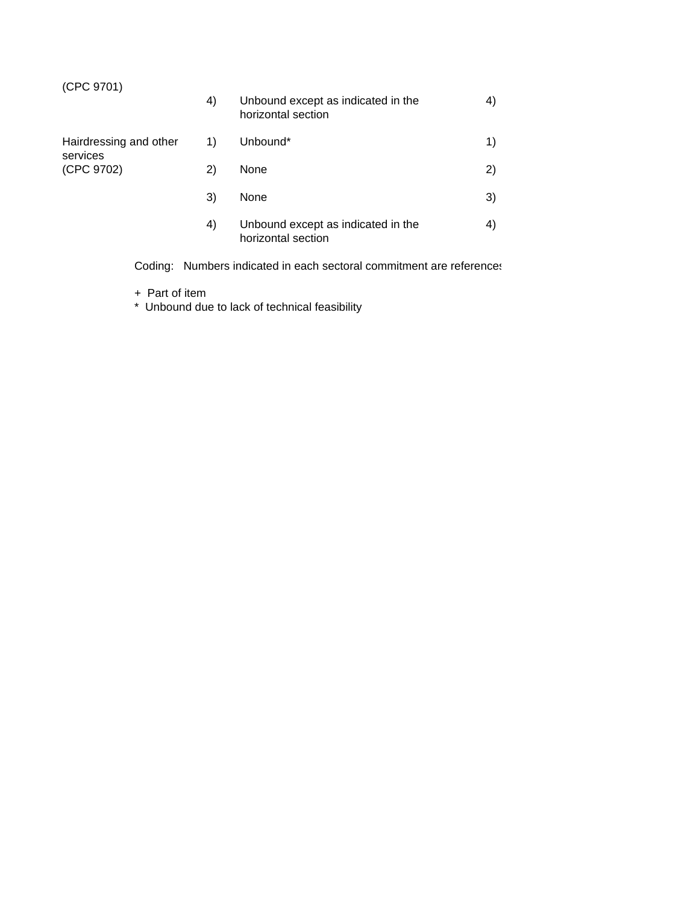| Sector or subsector | Limitations on market access | | Limitations on national treatment |
|---|---|---|---|
| (CPC 9701) | 4) | Unbound except as indicated in the horizontal section | 4) |
| Hairdressing and other services (CPC 9702) | 1) | Unbound* | 1) |
| | 2) | None | 2) |
| | 3) | None | 3) |
| | 4) | Unbound except as indicated in the horizontal section | 4) |

Coding: Numbers indicated in each sectoral commitment are references

+ Part of item
* Unbound due to lack of technical feasibility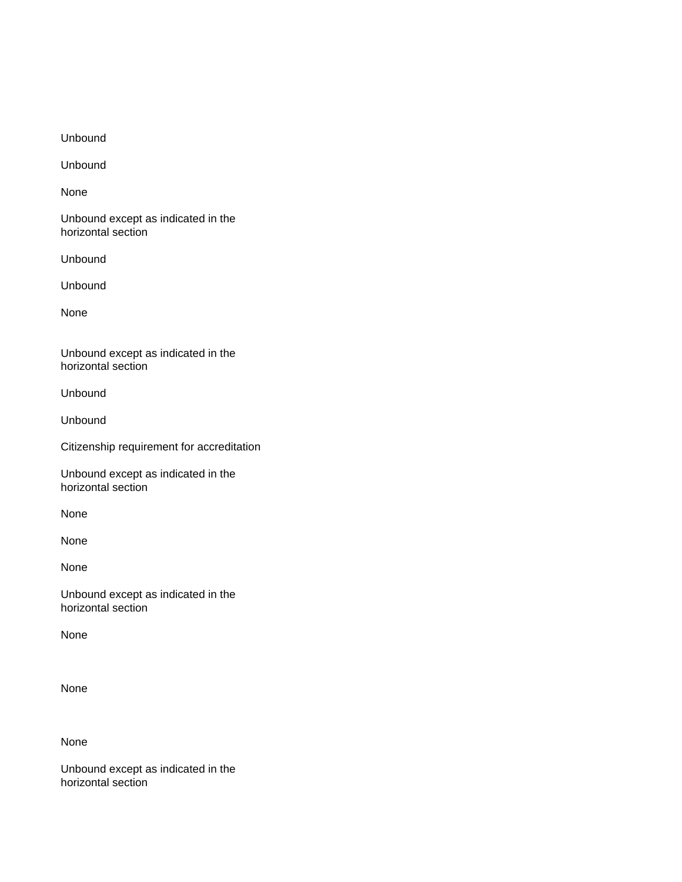Unbound

Unbound

None

Unbound except as indicated in the horizontal section

Unbound

Unbound

None

Unbound except as indicated in the horizontal section

Unbound

Unbound

Citizenship requirement for accreditation

Unbound except as indicated in the horizontal section

None

None

None

Unbound except as indicated in the horizontal section

None

None

None

Unbound except as indicated in the horizontal section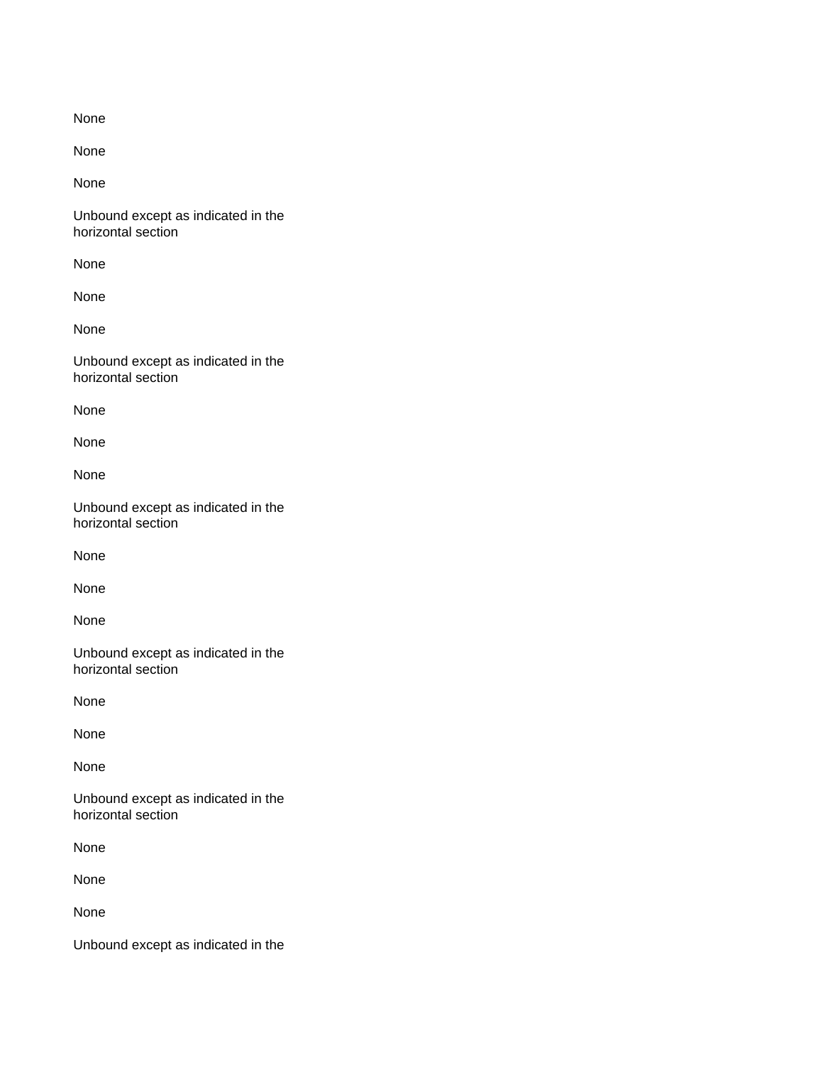None

None

None

Unbound except as indicated in the horizontal section

None

None

None

Unbound except as indicated in the horizontal section

None

None

None

Unbound except as indicated in the horizontal section

None

None

None

Unbound except as indicated in the horizontal section

None

None

None

Unbound except as indicated in the horizontal section

None

None

None

Unbound except as indicated in the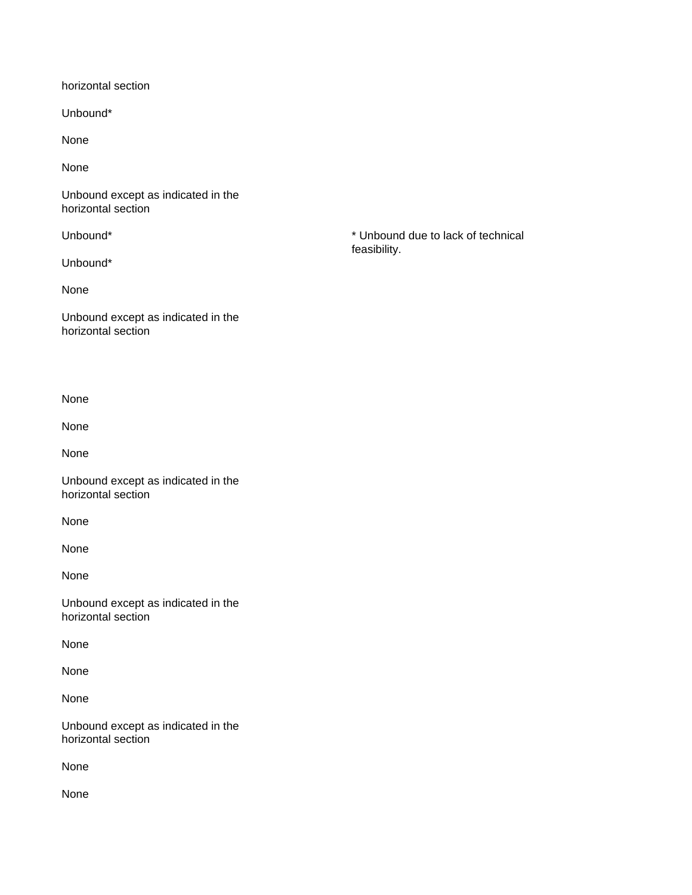horizontal section

Unbound*

None

None

Unbound except as indicated in the horizontal section

Unbound*

Unbound*

None

Unbound except as indicated in the horizontal section

* Unbound due to lack of technical feasibility.

None

None

None

Unbound except as indicated in the horizontal section

None

None

None

Unbound except as indicated in the horizontal section

None

None

None

Unbound except as indicated in the horizontal section

None

None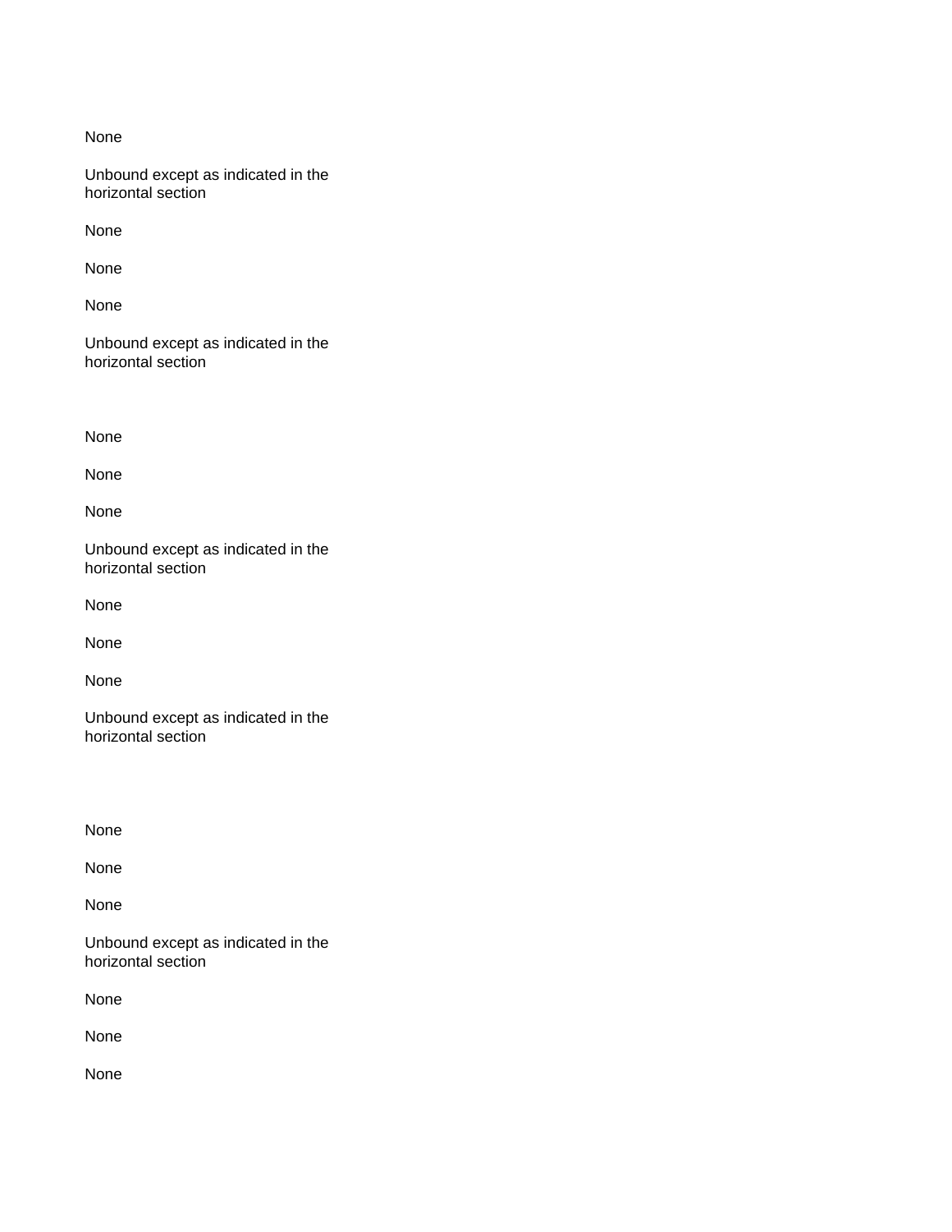None

Unbound except as indicated in the horizontal section

None

None

None

Unbound except as indicated in the horizontal section

None

None

None

Unbound except as indicated in the horizontal section

None

None

None

Unbound except as indicated in the horizontal section

None

None

None

Unbound except as indicated in the horizontal section

None

None

None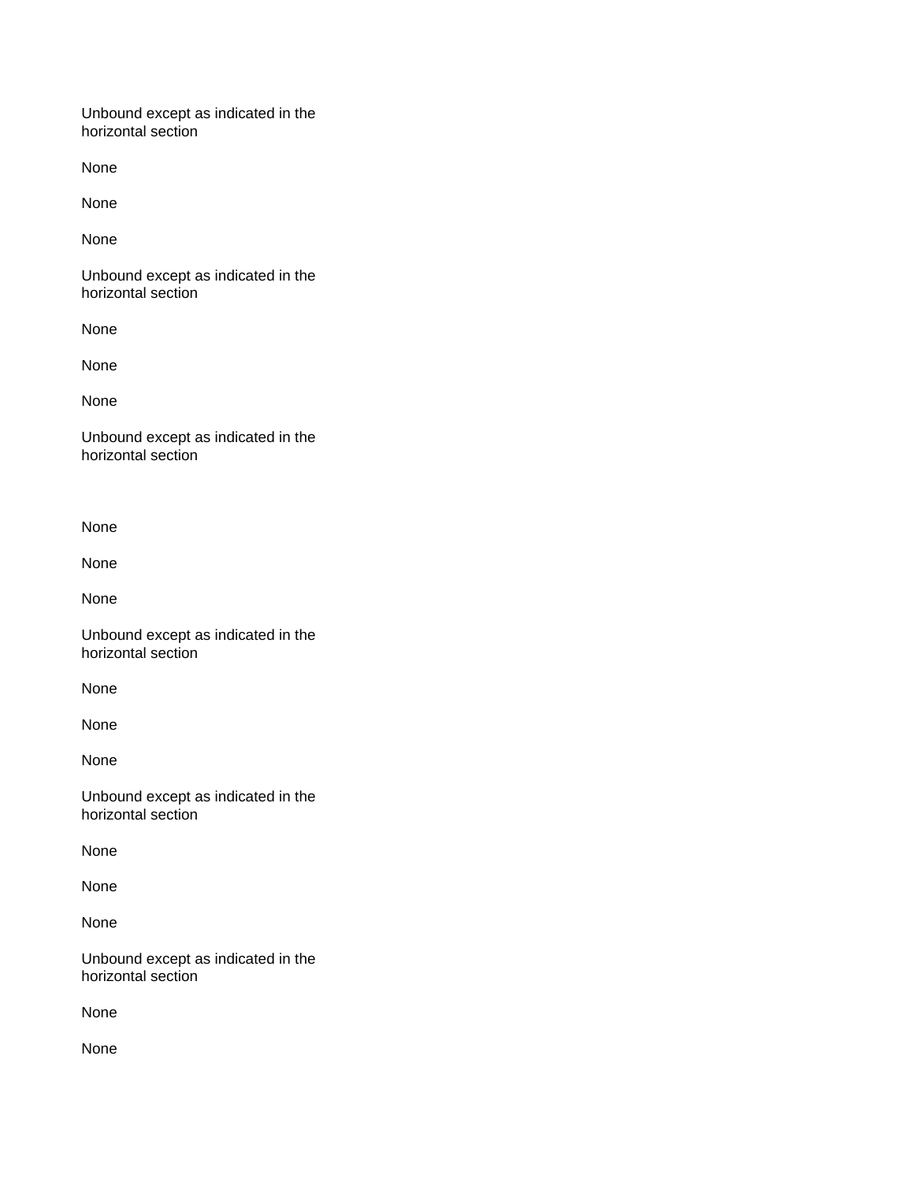Unbound except as indicated in the horizontal section

None

None

None

Unbound except as indicated in the horizontal section

None

None

None

Unbound except as indicated in the horizontal section

None

None

None

Unbound except as indicated in the horizontal section

None

None

None

Unbound except as indicated in the horizontal section

None

None

None

Unbound except as indicated in the horizontal section

None

None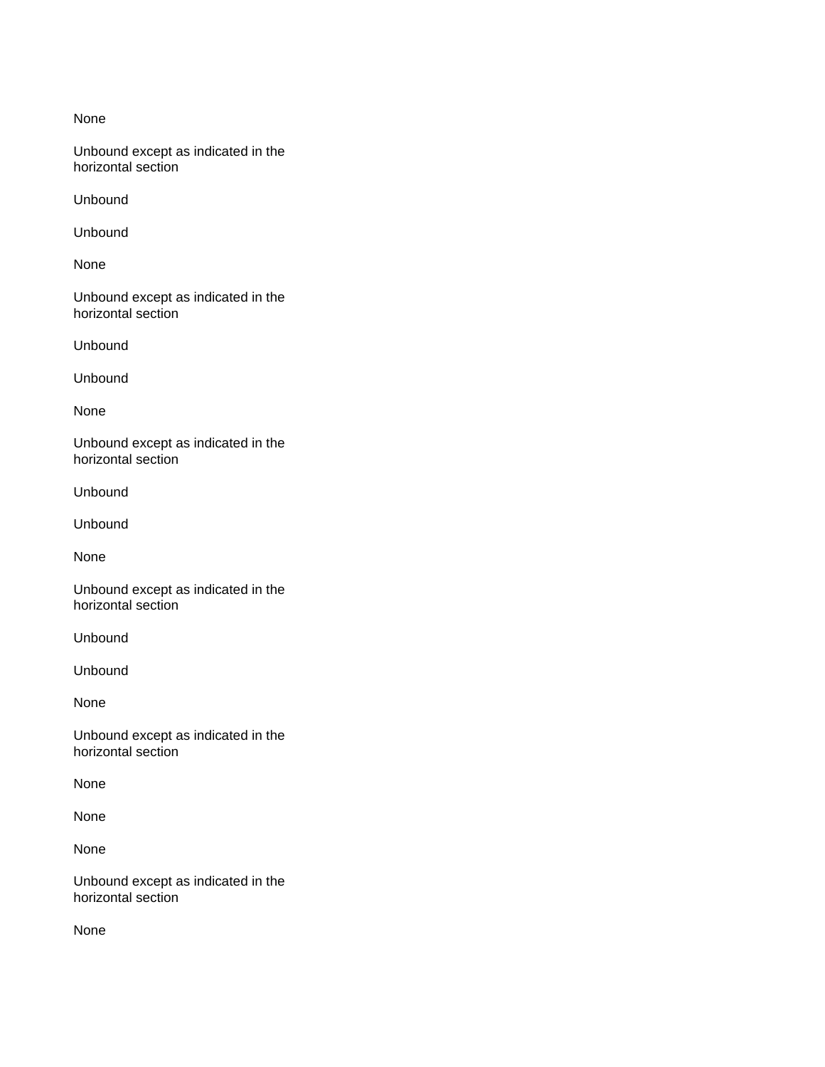None

Unbound except as indicated in the horizontal section

Unbound

Unbound

None

Unbound except as indicated in the horizontal section

Unbound

Unbound

None

Unbound except as indicated in the horizontal section

Unbound

Unbound

None

Unbound except as indicated in the horizontal section

Unbound

Unbound

None

Unbound except as indicated in the horizontal section

None

None

None

Unbound except as indicated in the horizontal section

None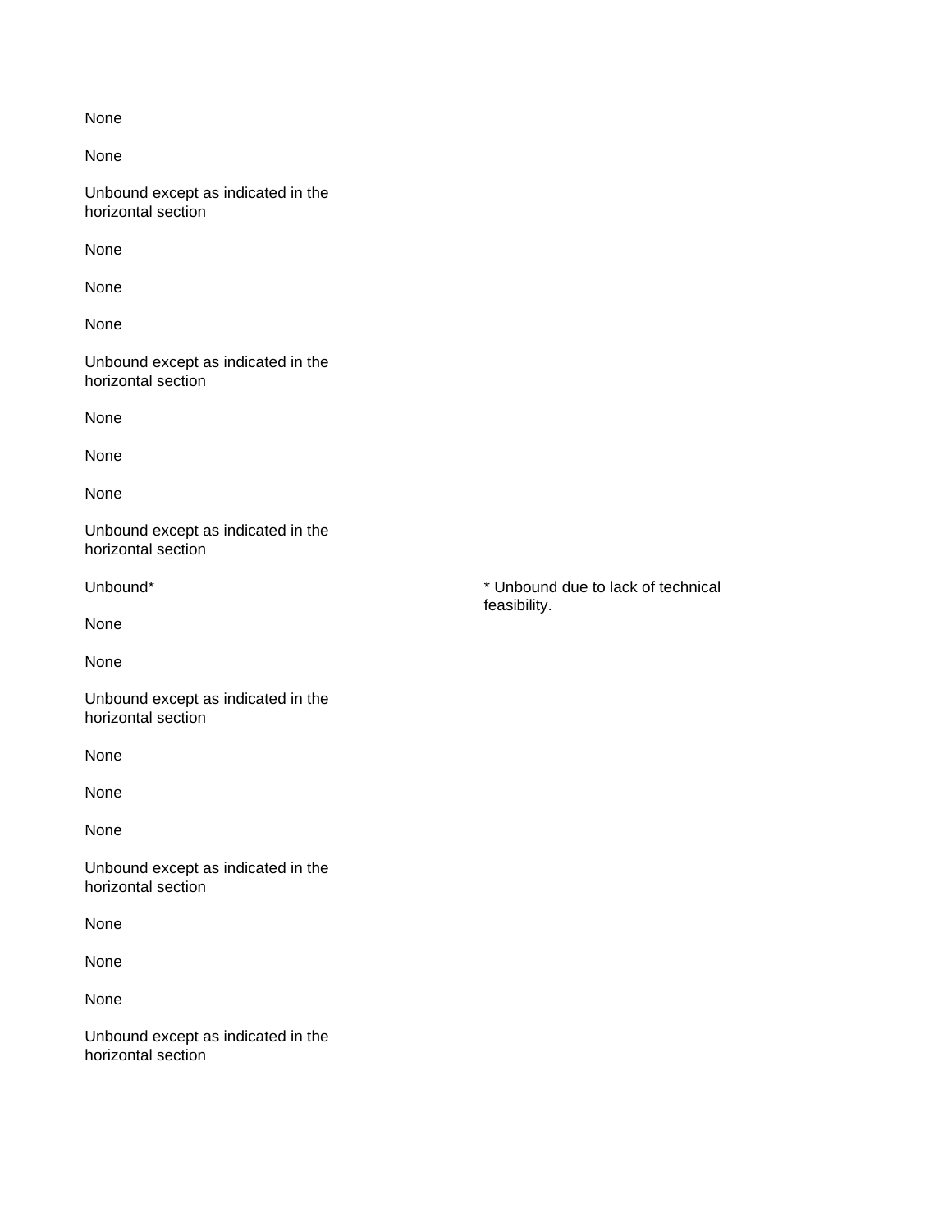None

None

Unbound except as indicated in the horizontal section

None

None

None

Unbound except as indicated in the horizontal section

None

None

None

Unbound except as indicated in the horizontal section

Unbound*

None

None

Unbound except as indicated in the horizontal section

None

None

None

Unbound except as indicated in the horizontal section

None

None

None

Unbound except as indicated in the horizontal section

* Unbound due to lack of technical feasibility.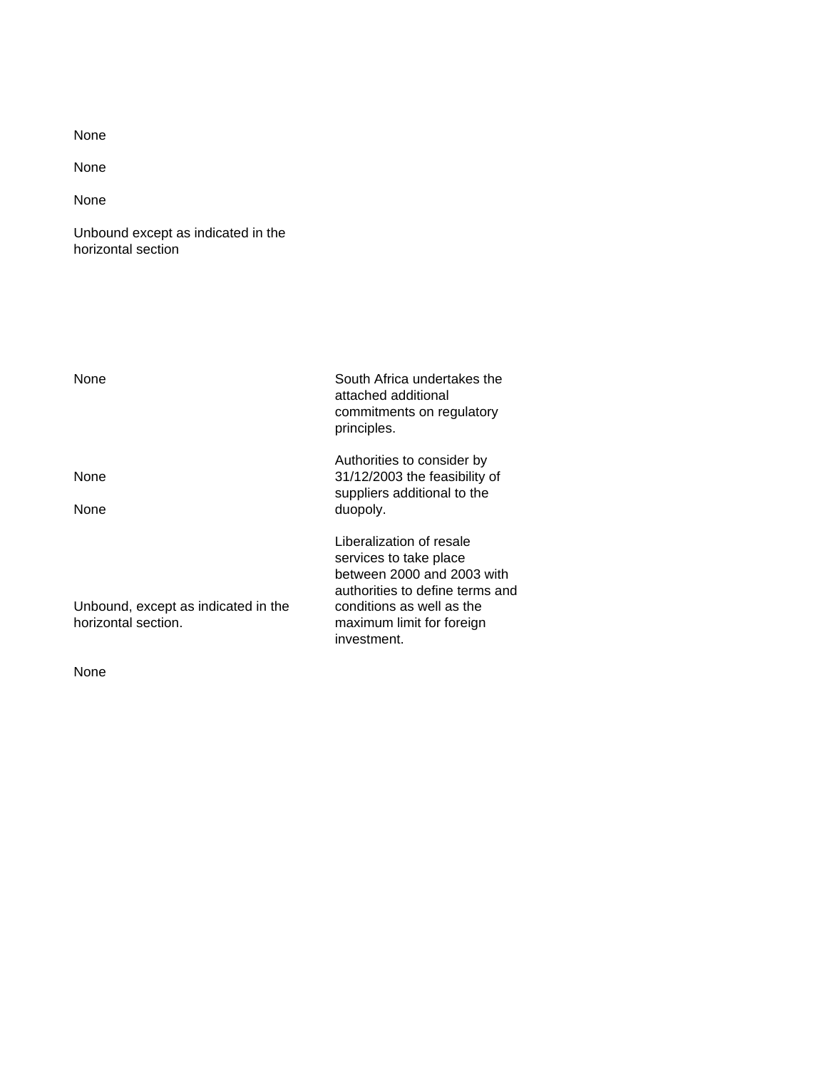| | |
|---|---|
| None | |
| None | |
| None | |
| Unbound except as indicated in the horizontal section | |
| None | South Africa undertakes the attached additional commitments on regulatory principles. |
| None | Authorities to consider by 31/12/2003 the feasibility of suppliers additional to the duopoly. |
| None | |
| Unbound, except as indicated in the horizontal section. | Liberalization of resale services to take place between 2000 and 2003 with authorities to define terms and conditions as well as the maximum limit for foreign investment. |
| None | |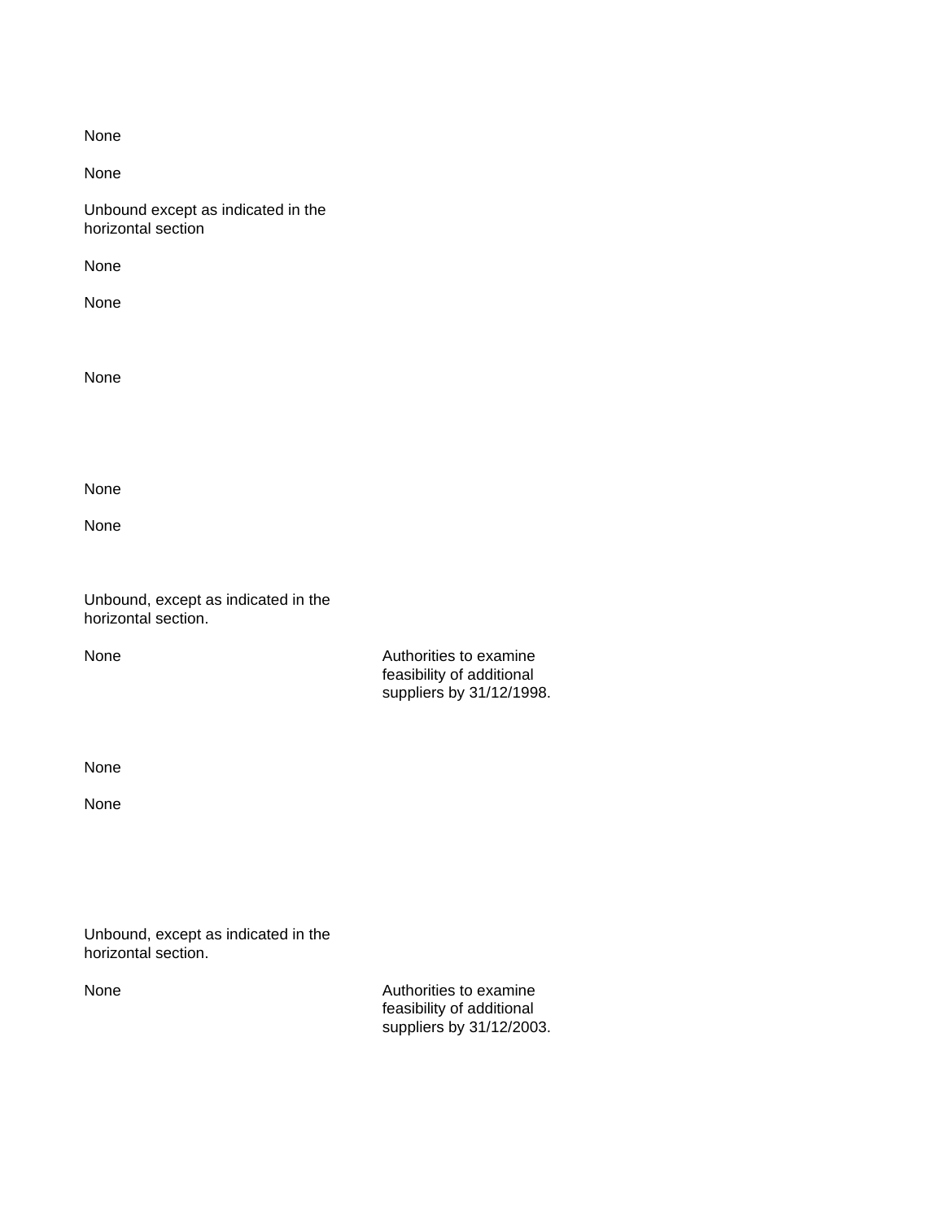| | | |
|---|---|---|
| None | | |
| None | | |
| Unbound except as indicated in the horizontal section | | |
| None | | |
| None | | |
| None | | |
| None | | |
| None | | |
| Unbound, except as indicated in the horizontal section. | | |
| None | Authorities to examine feasibility of additional suppliers by 31/12/1998. | |
| None | | |
| None | | |
| Unbound, except as indicated in the horizontal section. | | |
| None | Authorities to examine feasibility of additional suppliers by 31/12/2003. | |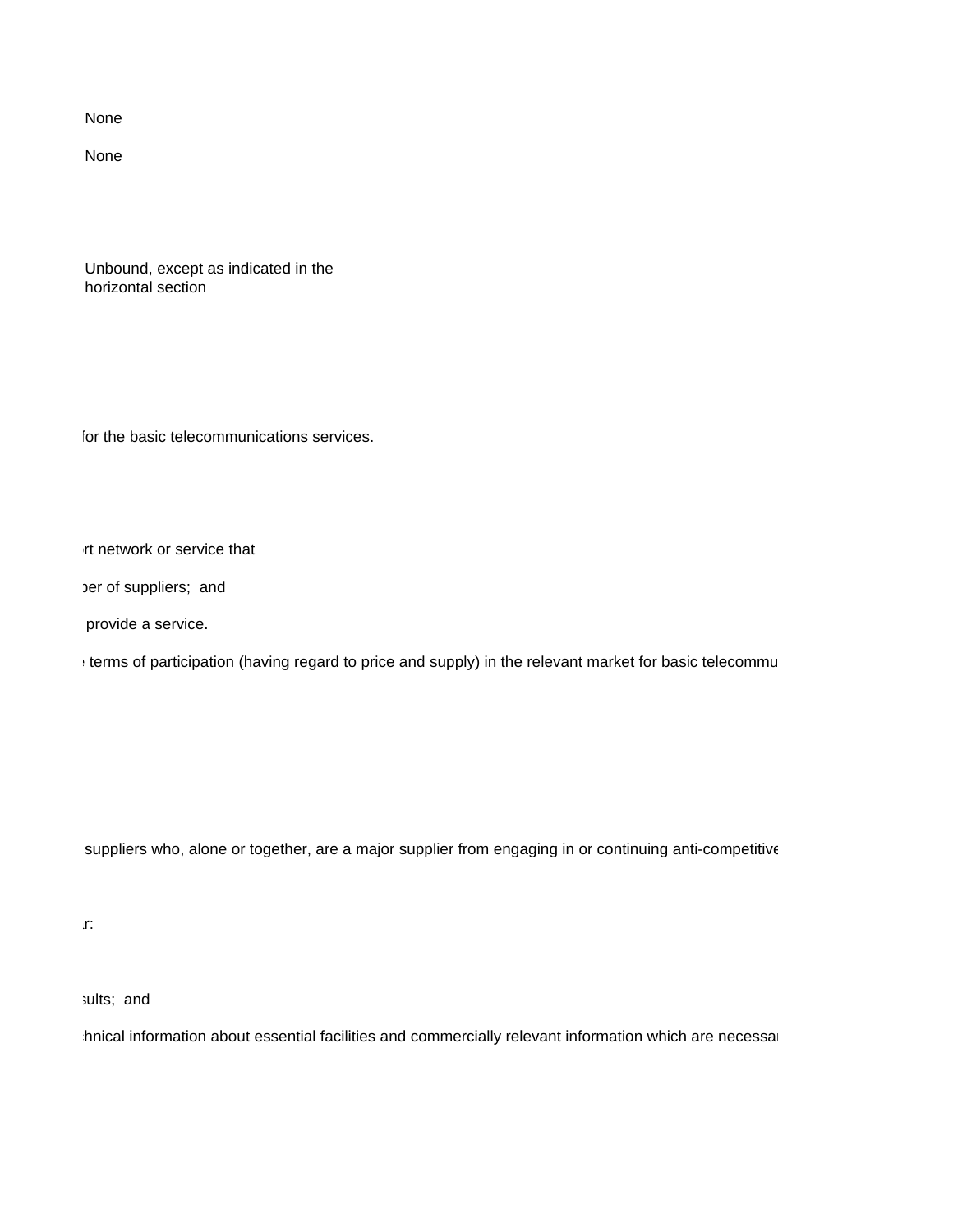None

None

Unbound, except as indicated in the horizontal section

for the basic telecommunications services.

rt network or service that

per of suppliers; and

provide a service.

terms of participation (having regard to price and supply) in the relevant market for basic telecommu

suppliers who, alone or together, are a major supplier from engaging in or continuing anti-competitive

r:

sults; and

chnical information about essential facilities and commercially relevant information which are necessar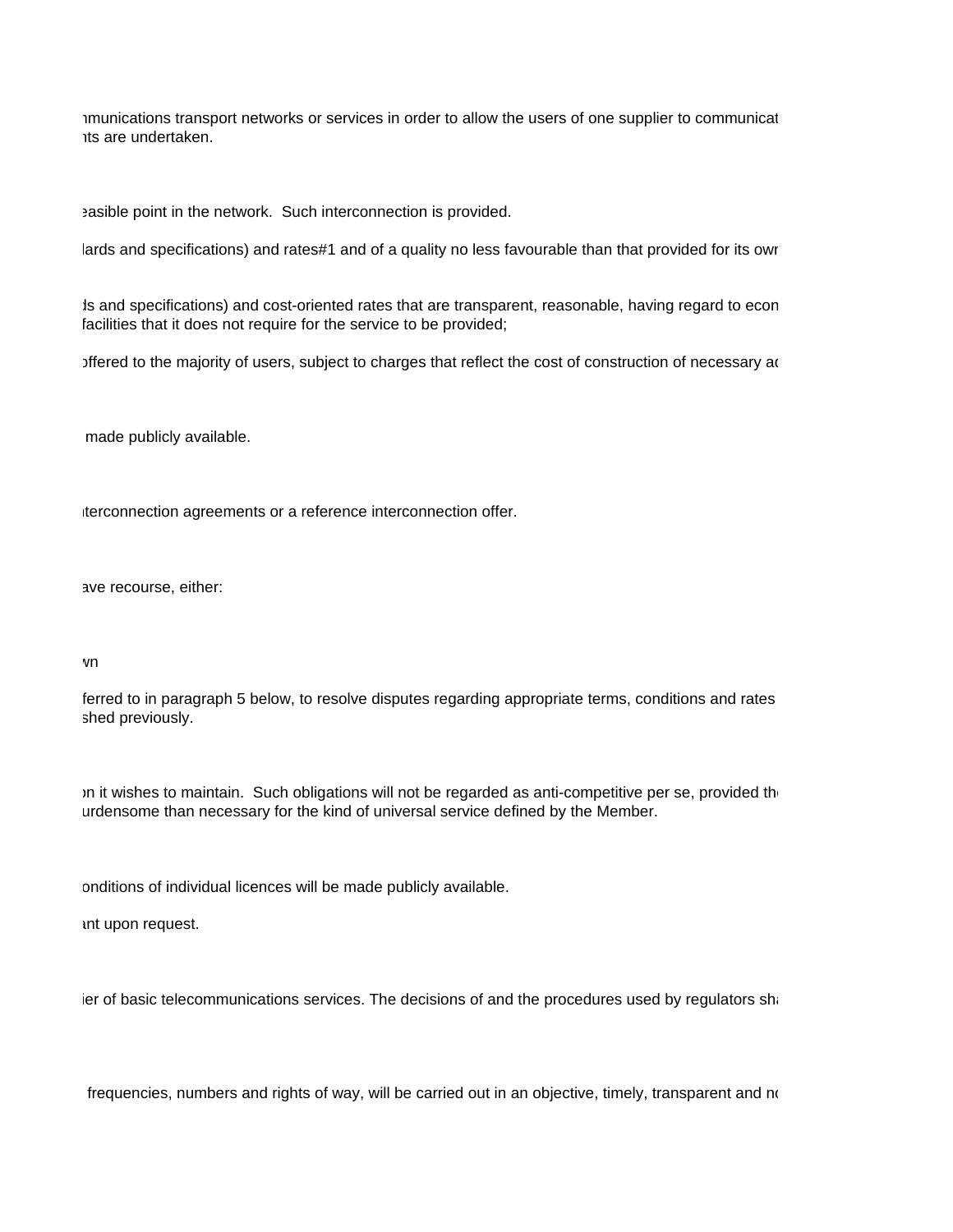nmunications transport networks or services in order to allow the users of one supplier to communicat
nts are undertaken.

easible point in the network. Such interconnection is provided.

lards and specifications) and rates#1 and of a quality no less favourable than that provided for its owr

ds and specifications) and cost-oriented rates that are transparent, reasonable, having regard to econ
facilities that it does not require for the service to be provided;

offered to the majority of users, subject to charges that reflect the cost of construction of necessary ac

made publicly available.

nterconnection agreements or a reference interconnection offer.

ave recourse, either:

wn

ferred to in paragraph 5 below, to resolve disputes regarding appropriate terms, conditions and rates
shed previously.

on it wishes to maintain. Such obligations will not be regarded as anti-competitive per se, provided th
urdensome than necessary for the kind of universal service defined by the Member.

onditions of individual licences will be made publicly available.

nt upon request.

ier of basic telecommunications services. The decisions of and the procedures used by regulators sh

frequencies, numbers and rights of way, will be carried out in an objective, timely, transparent and no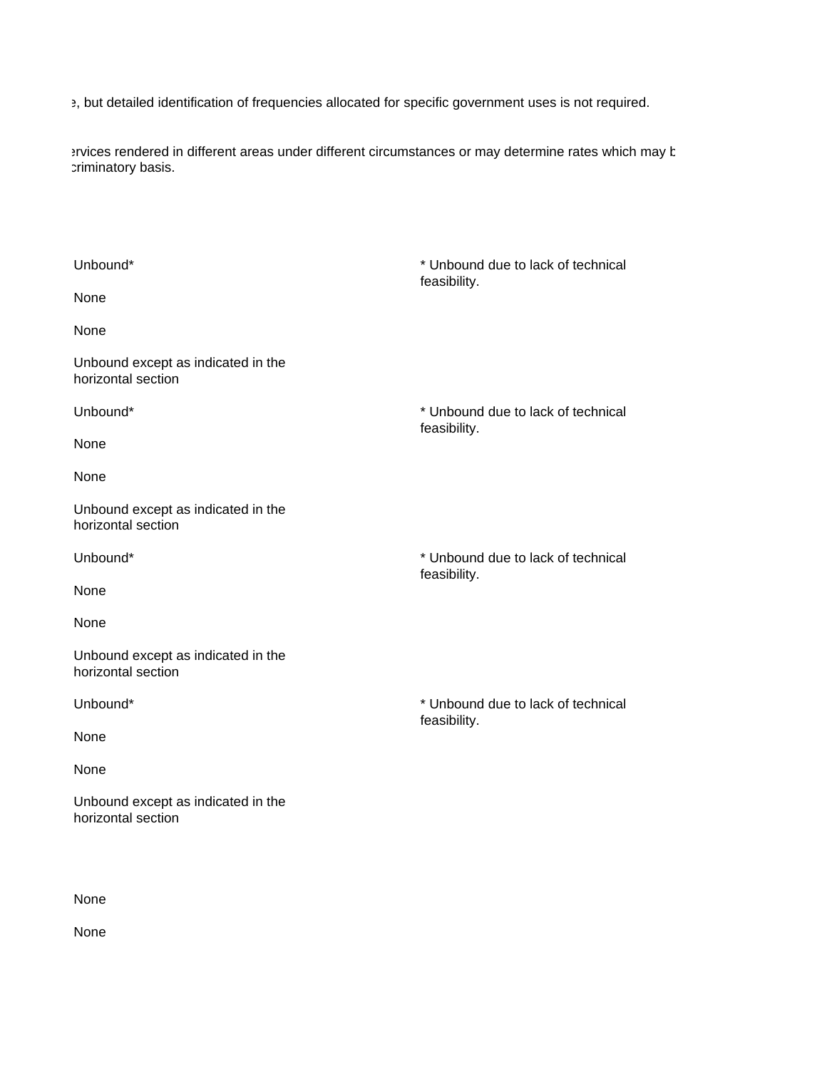e, but detailed identification of frequencies allocated for specific government uses is not required.

ervices rendered in different areas under different circumstances or may determine rates which may b criminatory basis.

| | |
|---|---|
| Unbound* | * Unbound due to lack of technical feasibility. |
| None | |
| None | |
| Unbound except as indicated in the horizontal section | |
| Unbound* | * Unbound due to lack of technical feasibility. |
| None | |
| None | |
| Unbound except as indicated in the horizontal section | |
| Unbound* | * Unbound due to lack of technical feasibility. |
| None | |
| None | |
| Unbound except as indicated in the horizontal section | |
| Unbound* | * Unbound due to lack of technical feasibility. |
| None | |
| None | |
| Unbound except as indicated in the horizontal section | |
| | |
| None | |
| None | |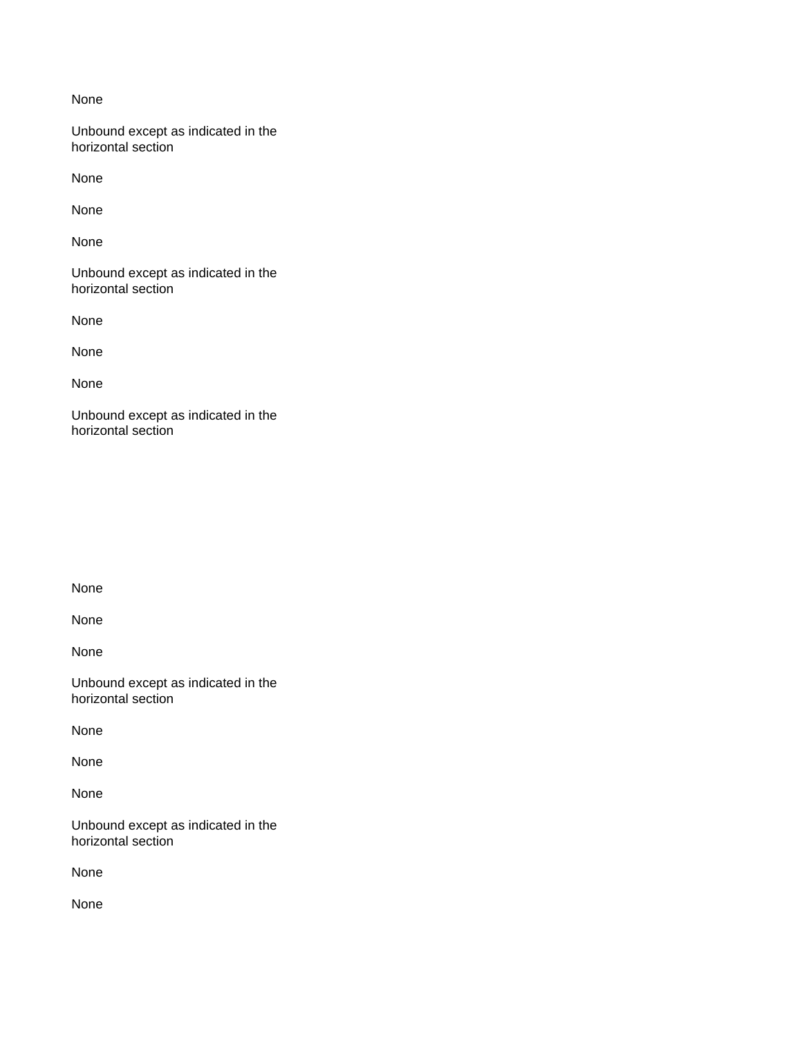None

Unbound except as indicated in the horizontal section

None

None

None

Unbound except as indicated in the horizontal section

None

None

None

Unbound except as indicated in the horizontal section

None

None

None

Unbound except as indicated in the horizontal section

None

None

None

Unbound except as indicated in the horizontal section

None

None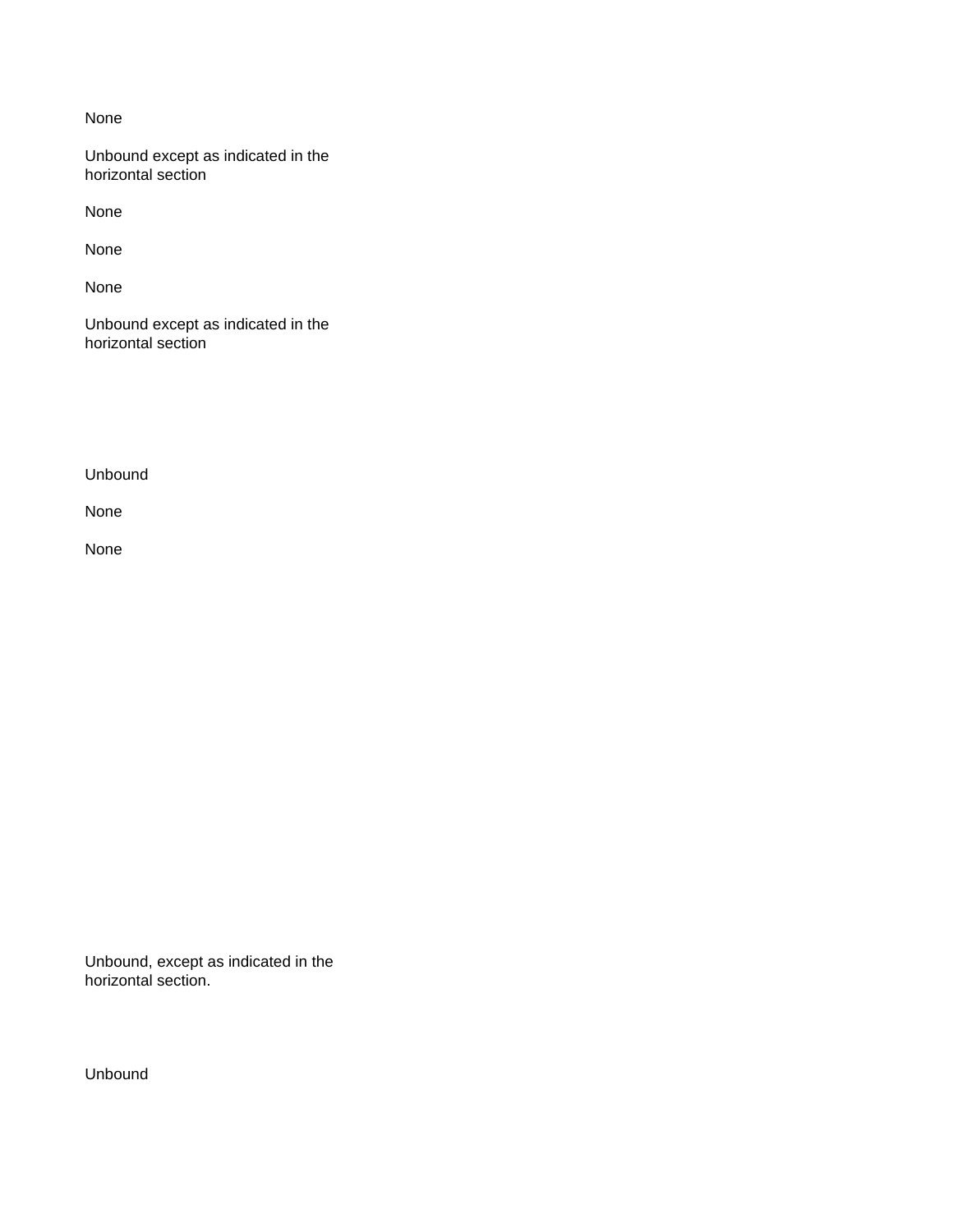None

Unbound except as indicated in the horizontal section

None

None

None

Unbound except as indicated in the horizontal section

Unbound

None

None

Unbound, except as indicated in the horizontal section.

Unbound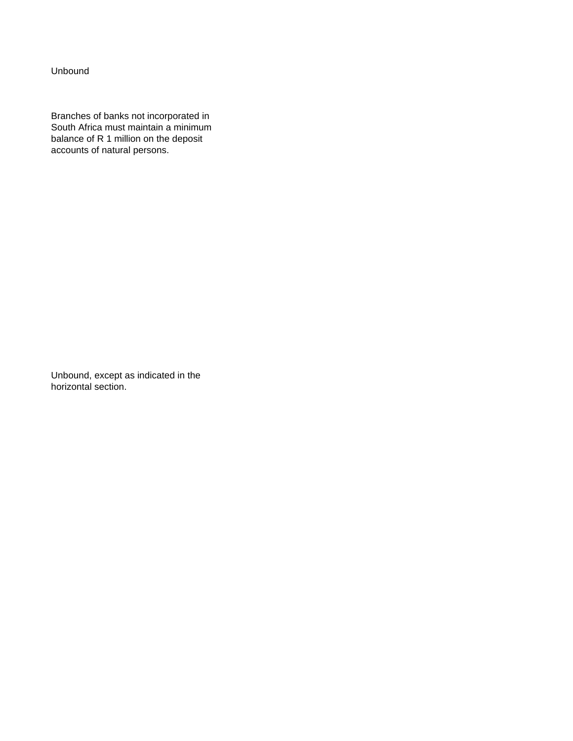Unbound

Branches of banks not incorporated in South Africa must maintain a minimum balance of R 1 million on the deposit accounts of natural persons.

Unbound, except as indicated in the horizontal section.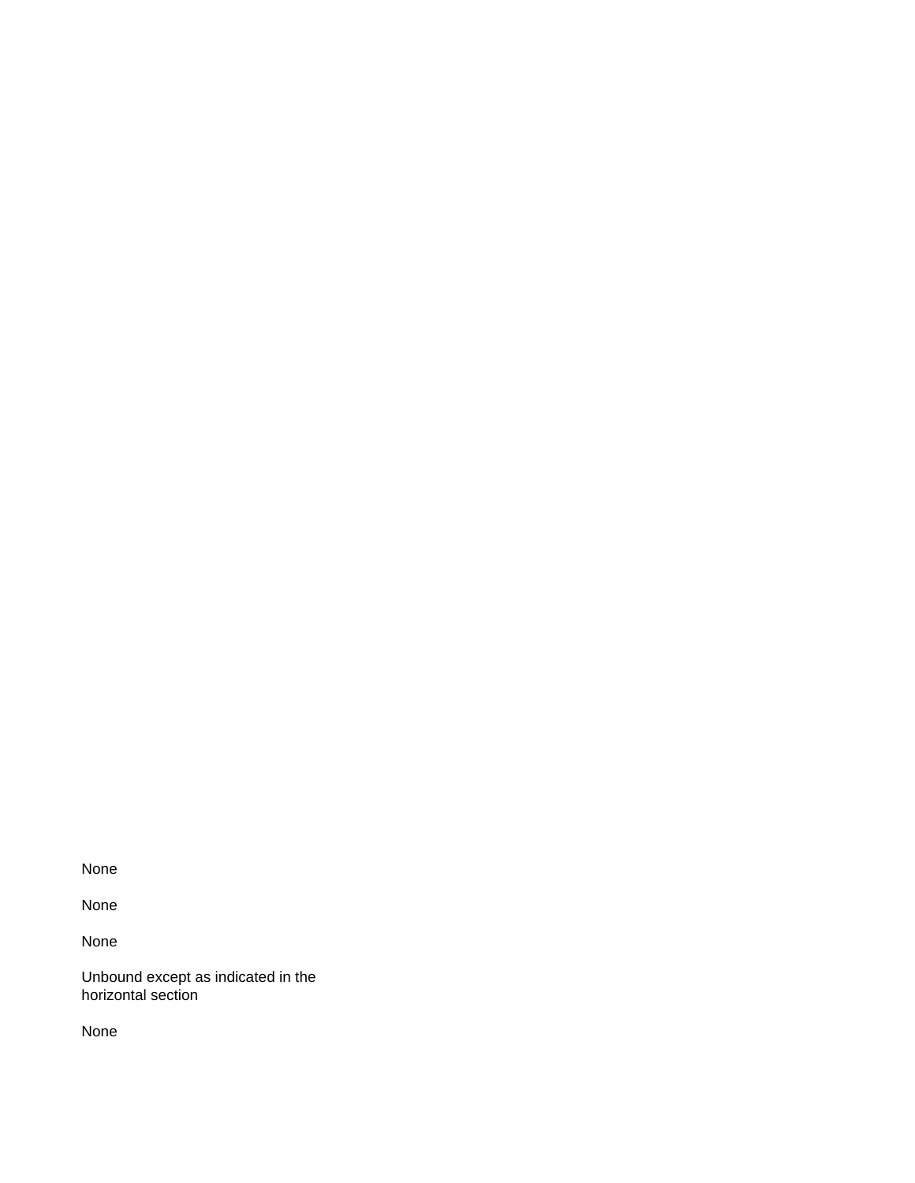None

None

None

Unbound except as indicated in the horizontal section

None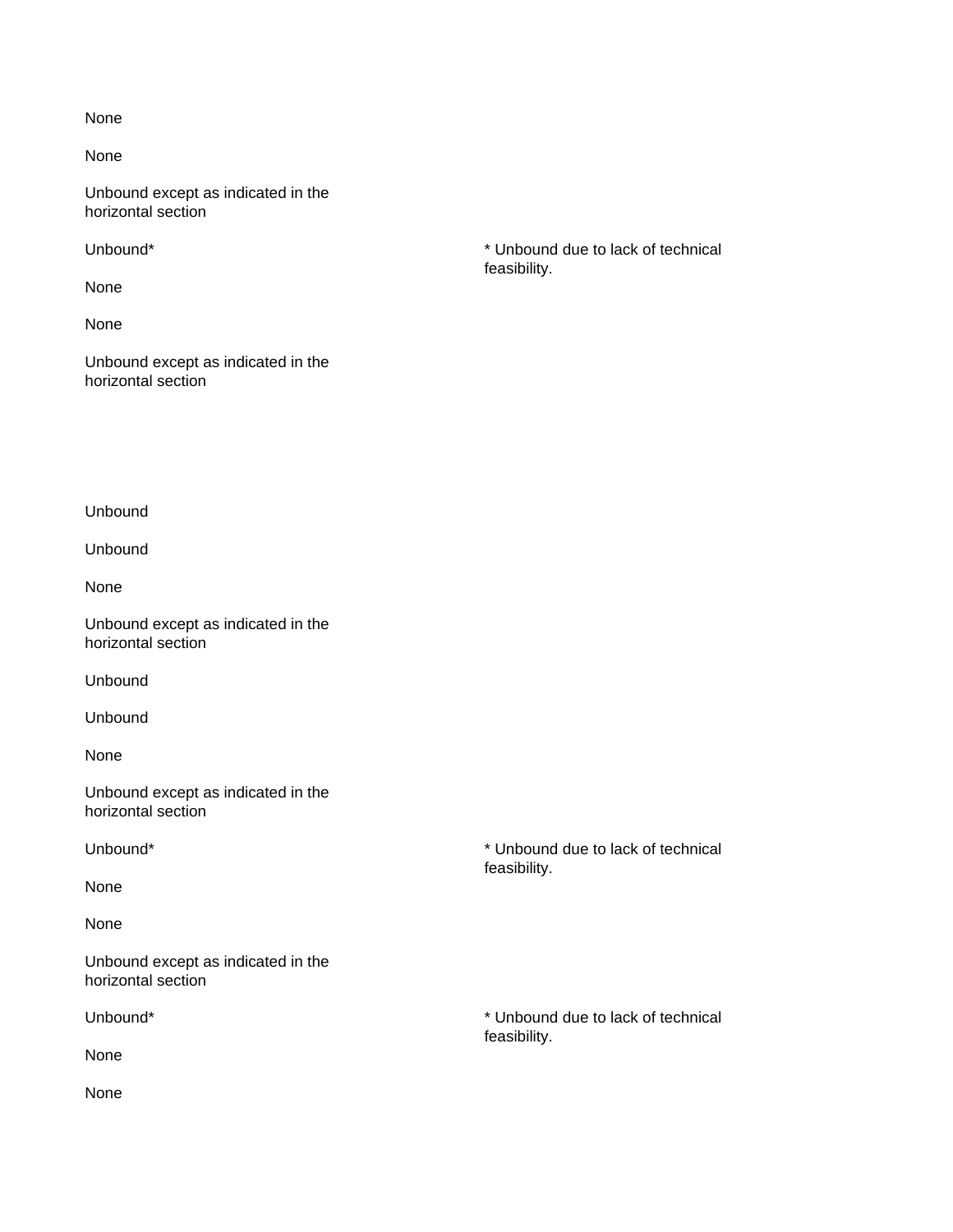None

None

Unbound except as indicated in the horizontal section

Unbound* | * Unbound due to lack of technical feasibility.

None

None

Unbound except as indicated in the horizontal section

Unbound

Unbound

None

Unbound except as indicated in the horizontal section

Unbound

Unbound

None

Unbound except as indicated in the horizontal section

Unbound* | * Unbound due to lack of technical feasibility.

None

None

Unbound except as indicated in the horizontal section

Unbound* | * Unbound due to lack of technical feasibility.

None

None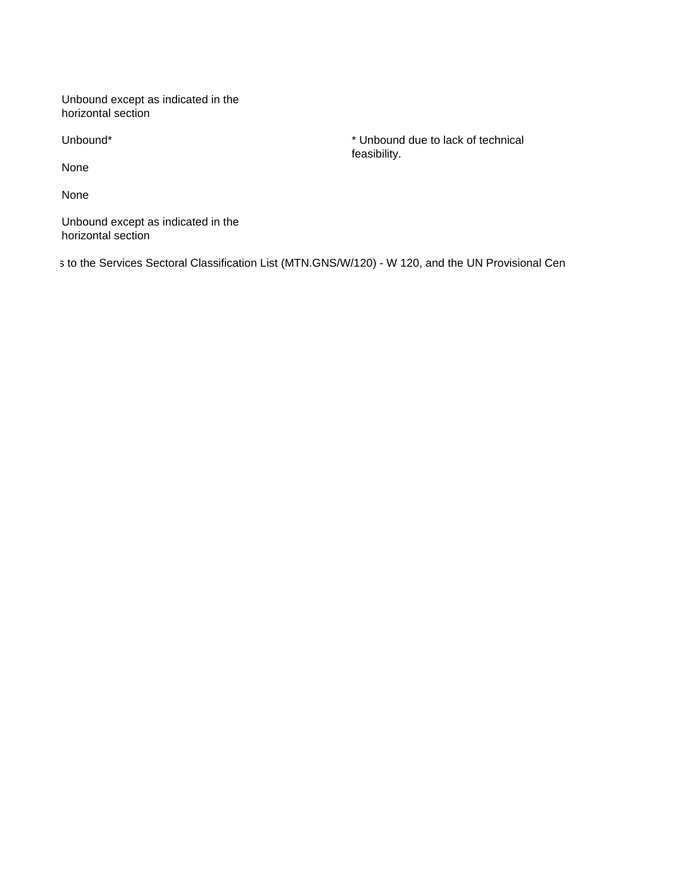| | |
|---|---|
| Unbound except as indicated in the horizontal section | |
| Unbound* | * Unbound due to lack of technical feasibility. |
| None | |
| None | |
| Unbound except as indicated in the horizontal section | |

s to the Services Sectoral Classification List (MTN.GNS/W/120) - W 120, and the UN Provisional Cen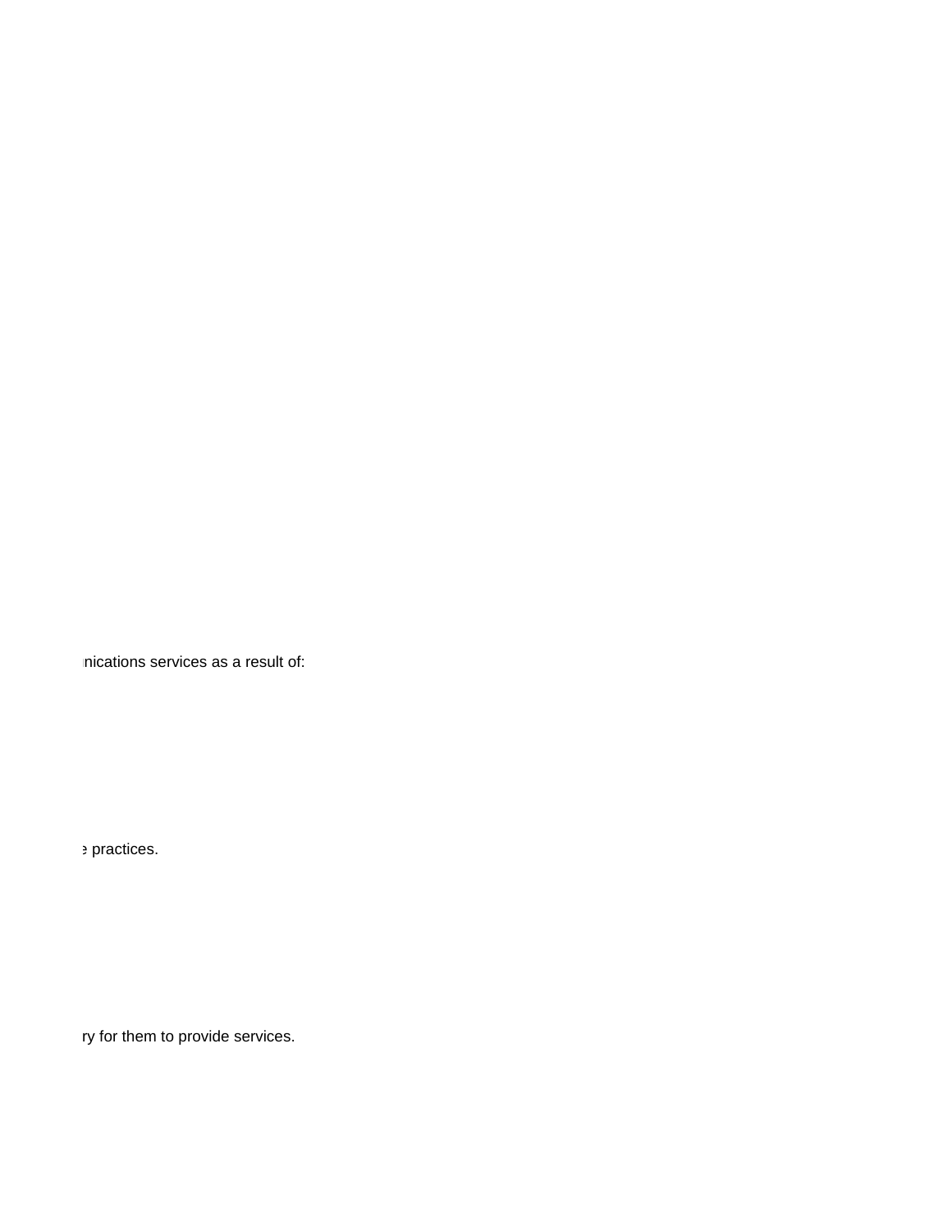nications services as a result of:

e practices.

ry for them to provide services.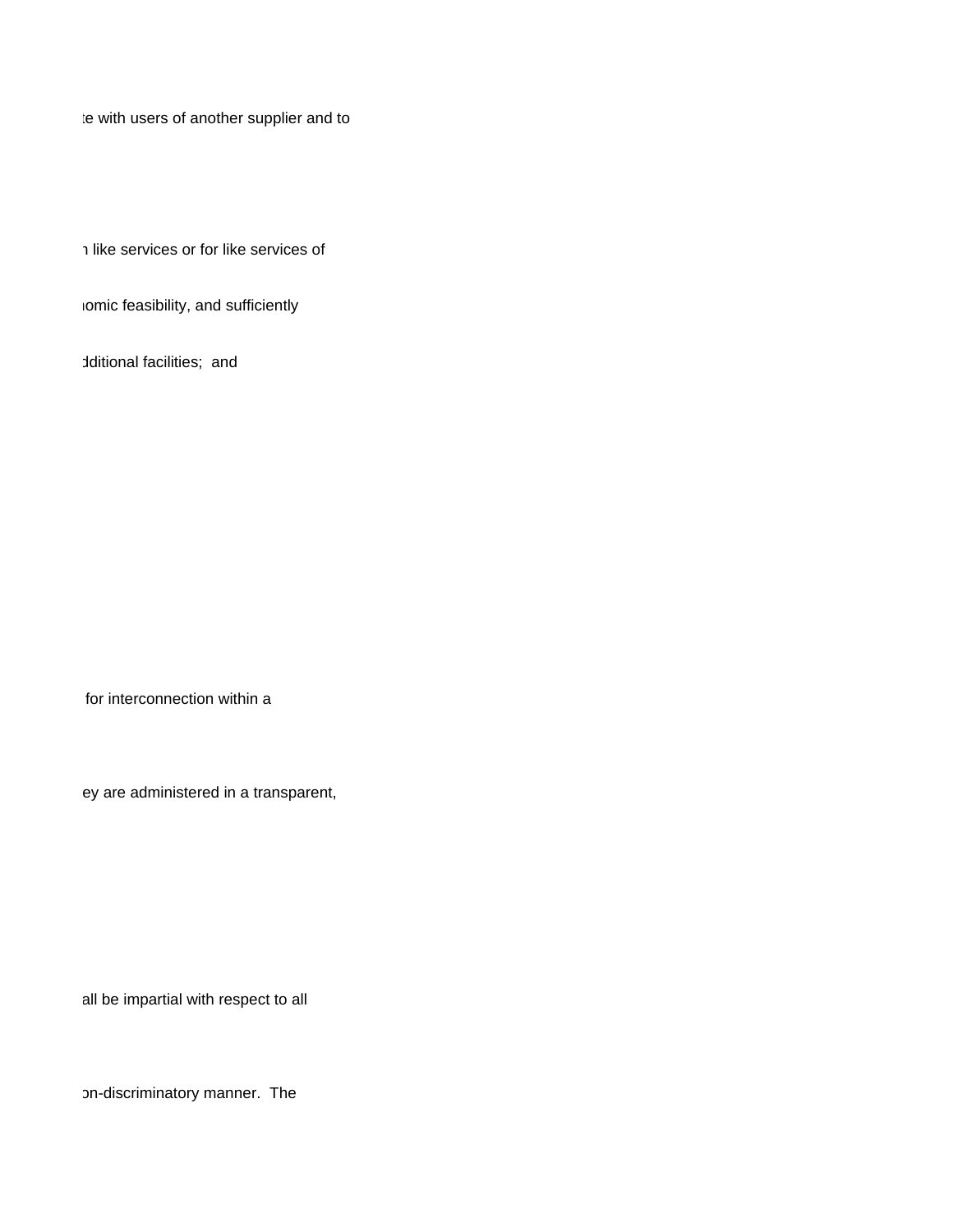te with users of another supplier and to

n like services or for like services of

nomic feasibility, and sufficiently

dditional facilities; and

for interconnection within a

ey are administered in a transparent,

all be impartial with respect to all

on-discriminatory manner. The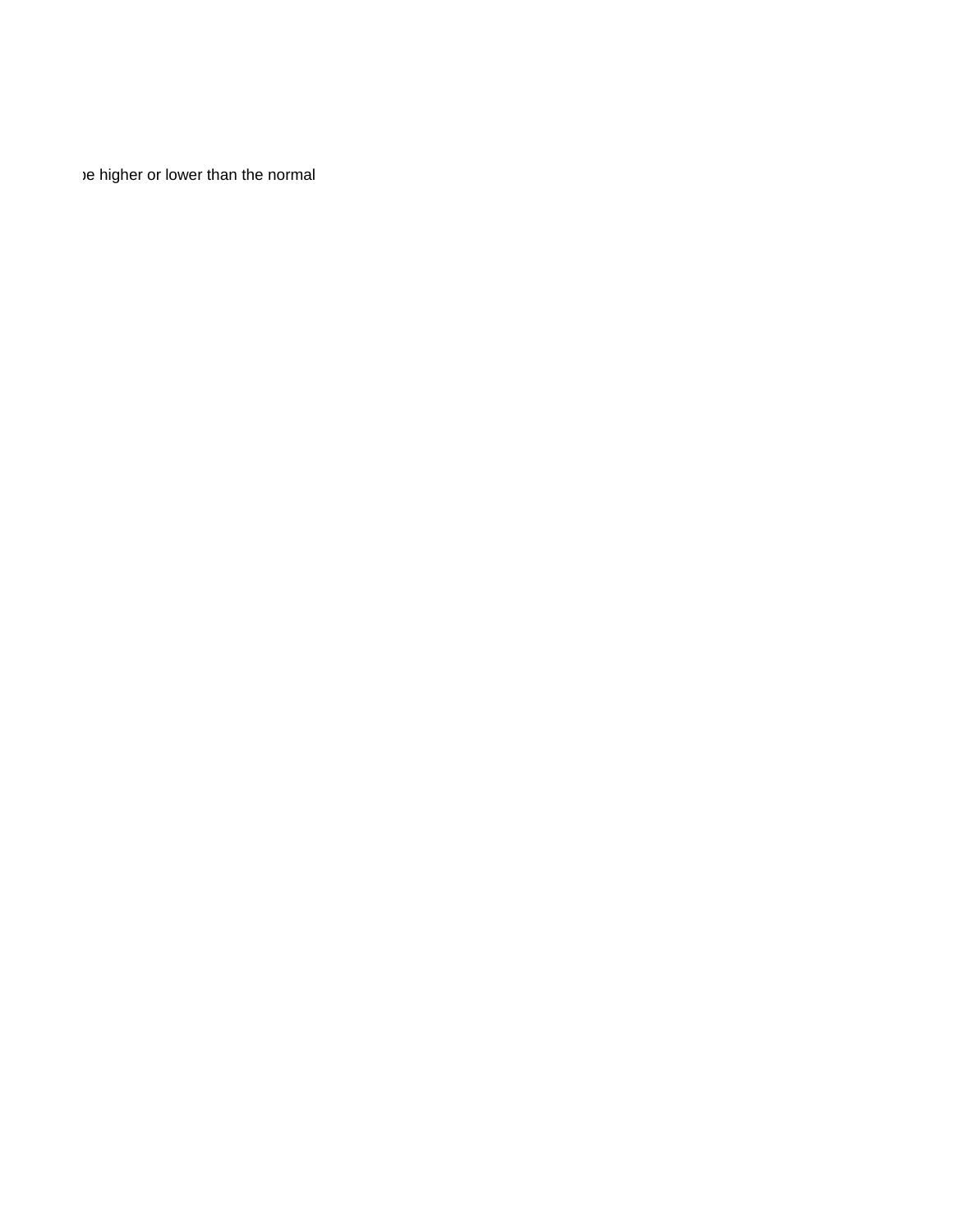›e higher or lower than the normal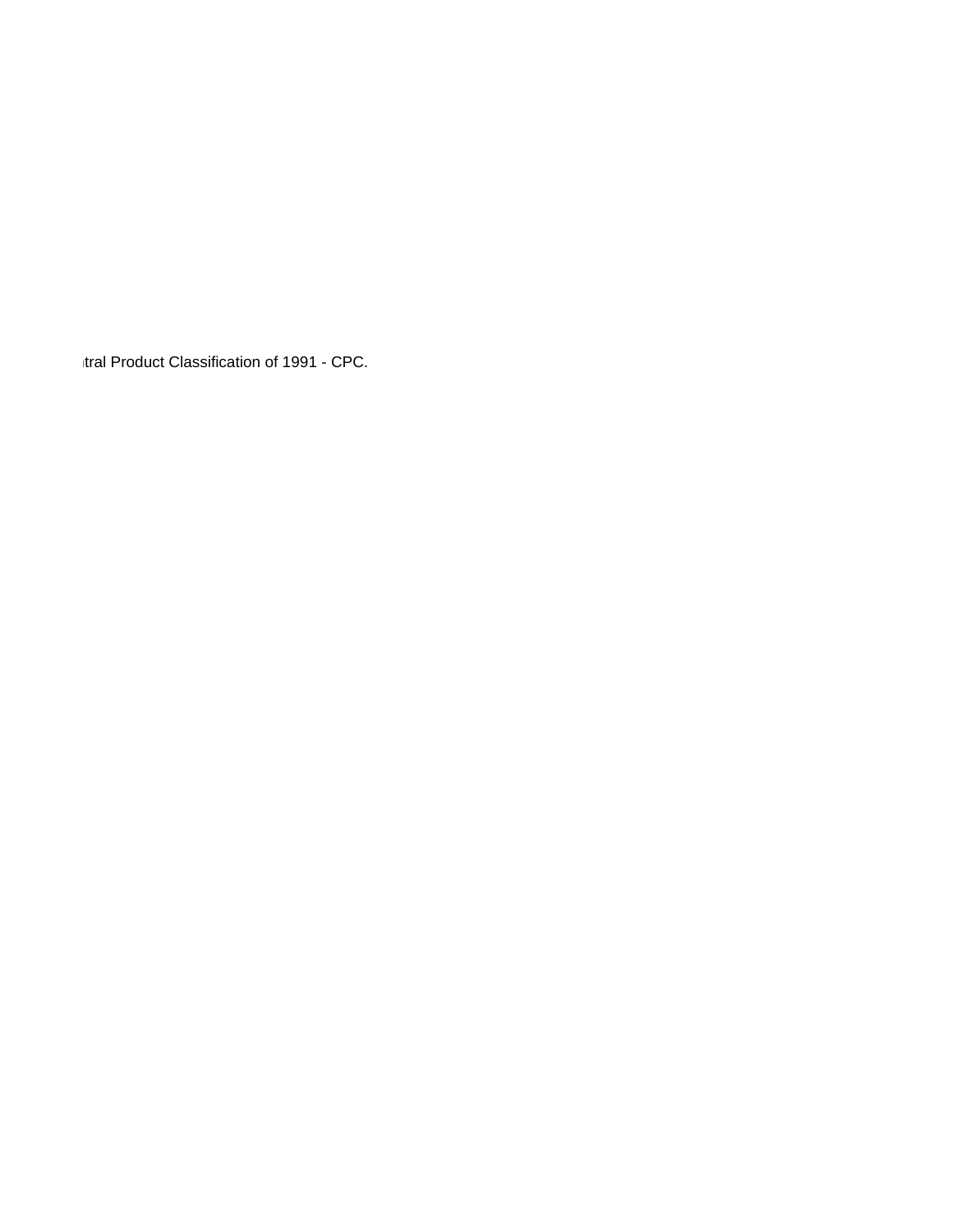tral Product Classification of 1991 - CPC.